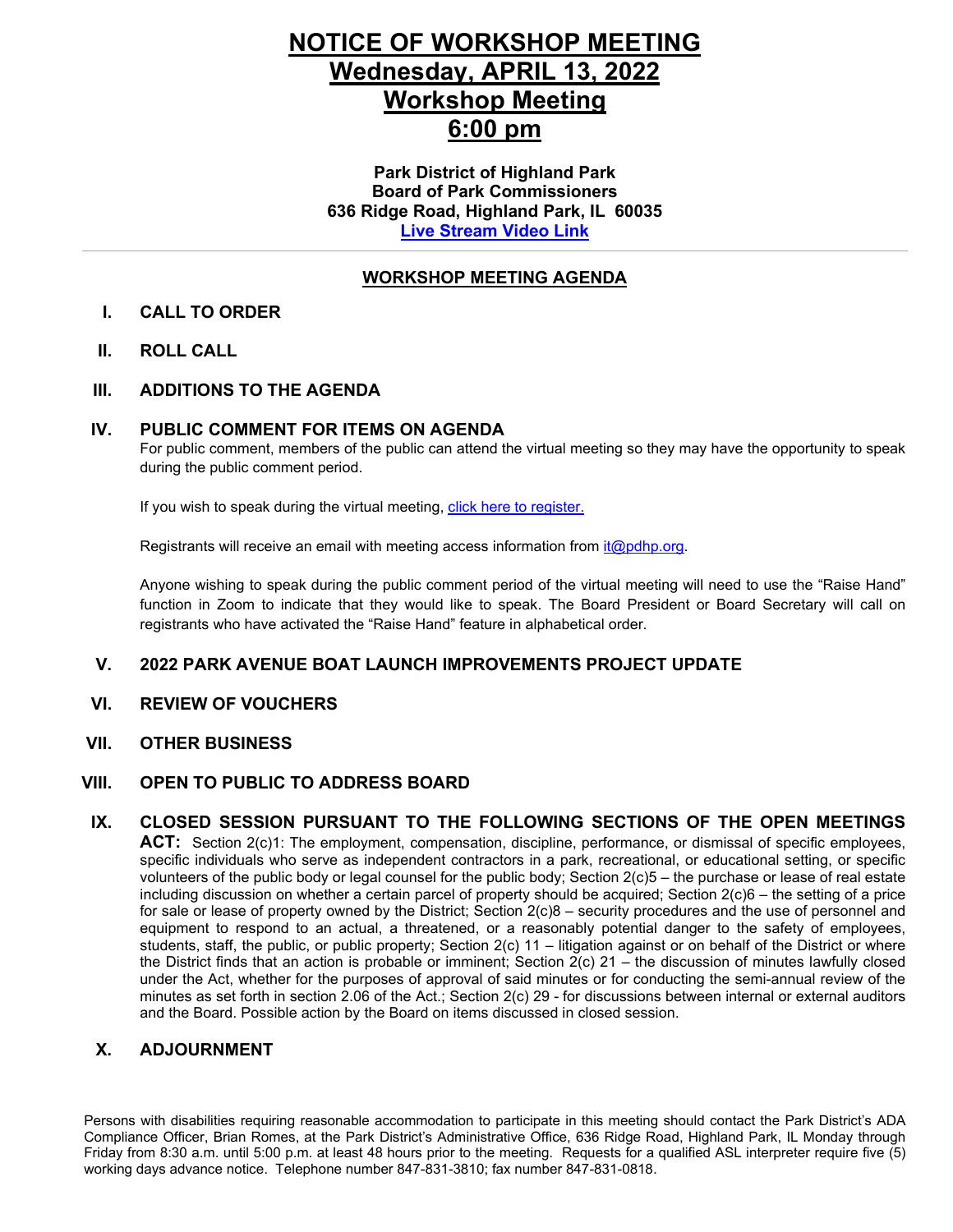# NOTICE OF WORKSHOP MEETING
# Wednesday, APRIL 13, 2022
# Workshop Meeting
# 6:00 pm

**Park District of Highland Park**
**Board of Park Commissioners**
**636 Ridge Road, Highland Park, IL 60035**
**Live Stream Video Link**

---

## WORKSHOP MEETING AGENDA

**I. CALL TO ORDER**

**II. ROLL CALL**

**III. ADDITIONS TO THE AGENDA**

**IV. PUBLIC COMMENT FOR ITEMS ON AGENDA**

For public comment, members of the public can attend the virtual meeting so they may have the opportunity to speak during the public comment period.

If you wish to speak during the virtual meeting, click here to register.

Registrants will receive an email with meeting access information from it@pdhp.org.

Anyone wishing to speak during the public comment period of the virtual meeting will need to use the "Raise Hand" function in Zoom to indicate that they would like to speak. The Board President or Board Secretary will call on registrants who have activated the "Raise Hand" feature in alphabetical order.

**V. 2022 PARK AVENUE BOAT LAUNCH IMPROVEMENTS PROJECT UPDATE**

**VI. REVIEW OF VOUCHERS**

**VII. OTHER BUSINESS**

**VIII. OPEN TO PUBLIC TO ADDRESS BOARD**

**IX. CLOSED SESSION PURSUANT TO THE FOLLOWING SECTIONS OF THE OPEN MEETINGS ACT:** Section 2(c)1: The employment, compensation, discipline, performance, or dismissal of specific employees, specific individuals who serve as independent contractors in a park, recreational, or educational setting, or specific volunteers of the public body or legal counsel for the public body; Section 2(c)5 – the purchase or lease of real estate including discussion on whether a certain parcel of property should be acquired; Section 2(c)6 – the setting of a price for sale or lease of property owned by the District; Section 2(c)8 – security procedures and the use of personnel and equipment to respond to an actual, a threatened, or a reasonably potential danger to the safety of employees, students, staff, the public, or public property; Section 2(c) 11 – litigation against or on behalf of the District or where the District finds that an action is probable or imminent; Section 2(c) 21 – the discussion of minutes lawfully closed under the Act, whether for the purposes of approval of said minutes or for conducting the semi-annual review of the minutes as set forth in section 2.06 of the Act.; Section 2(c) 29 - for discussions between internal or external auditors and the Board. Possible action by the Board on items discussed in closed session.

**X. ADJOURNMENT**

Persons with disabilities requiring reasonable accommodation to participate in this meeting should contact the Park District's ADA Compliance Officer, Brian Romes, at the Park District's Administrative Office, 636 Ridge Road, Highland Park, IL Monday through Friday from 8:30 a.m. until 5:00 p.m. at least 48 hours prior to the meeting. Requests for a qualified ASL interpreter require five (5) working days advance notice. Telephone number 847-831-3810; fax number 847-831-0818.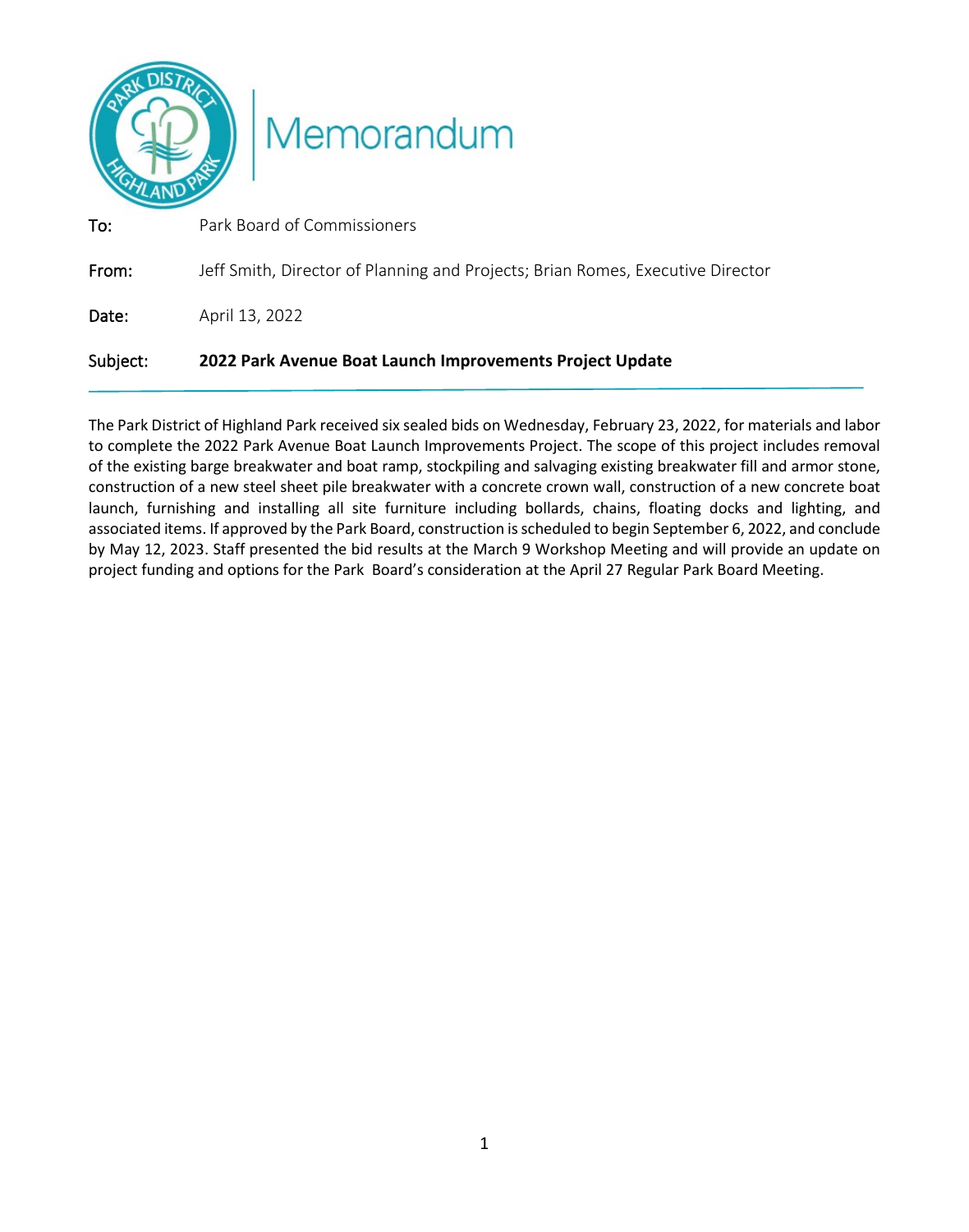# Memorandum

**To:** Park Board of Commissioners

**From:** Jeff Smith, Director of Planning and Projects; Brian Romes, Executive Director

**Date:** April 13, 2022

**Subject:** **2022 Park Avenue Boat Launch Improvements Project Update**

---

The Park District of Highland Park received six sealed bids on Wednesday, February 23, 2022, for materials and labor to complete the 2022 Park Avenue Boat Launch Improvements Project. The scope of this project includes removal of the existing barge breakwater and boat ramp, stockpiling and salvaging existing breakwater fill and armor stone, construction of a new steel sheet pile breakwater with a concrete crown wall, construction of a new concrete boat launch, furnishing and installing all site furniture including bollards, chains, floating docks and lighting, and associated items. If approved by the Park Board, construction is scheduled to begin September 6, 2022, and conclude by May 12, 2023. Staff presented the bid results at the March 9 Workshop Meeting and will provide an update on project funding and options for the Park Board's consideration at the April 27 Regular Park Board Meeting.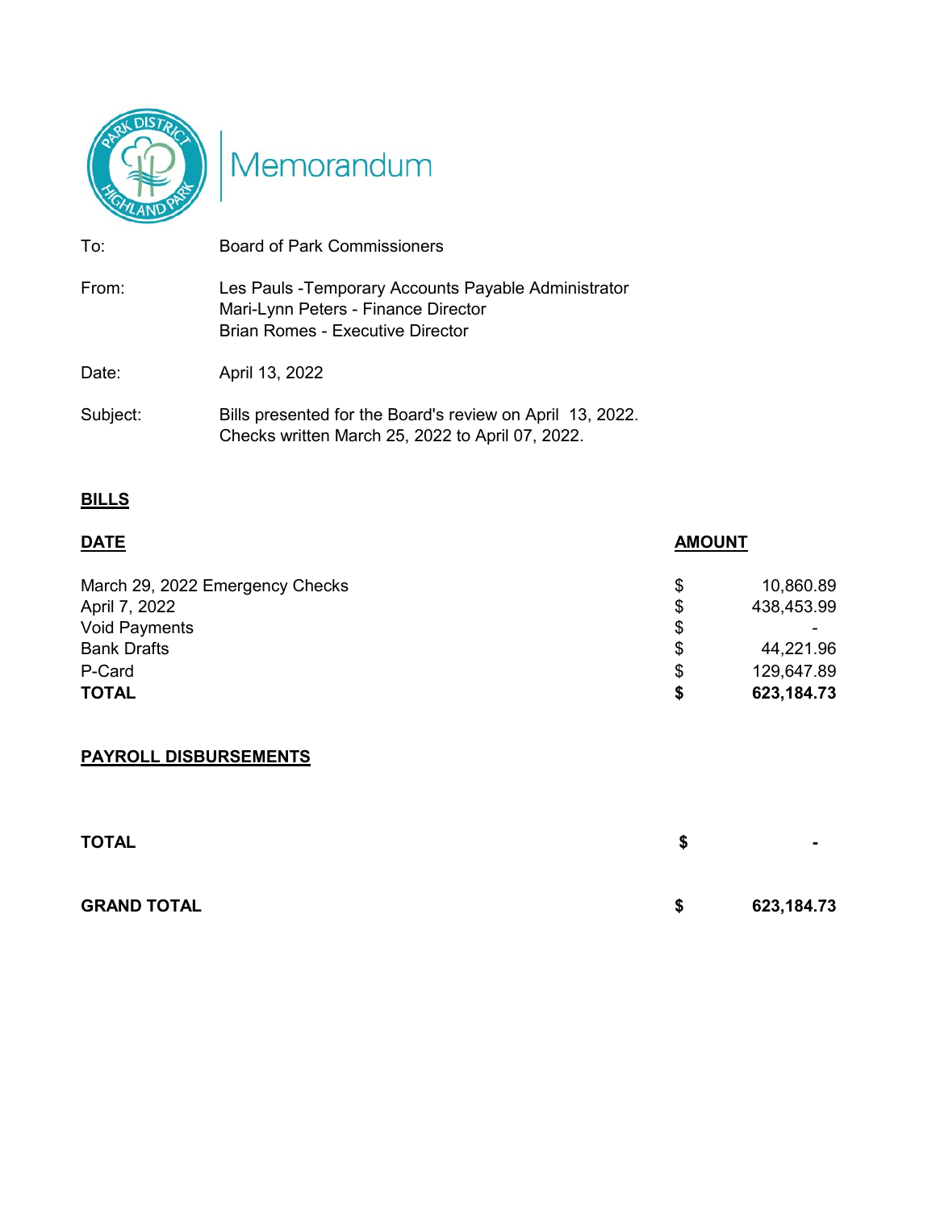# Memorandum

|  |  |
|---|---|
| To: | Board of Park Commissioners |
| From: | Les Pauls -Temporary Accounts Payable Administrator<br>Mari-Lynn Peters - Finance Director<br>Brian Romes - Executive Director |
| Date: | April 13, 2022 |
| Subject: | Bills presented for the Board's review on April 13, 2022.<br>Checks written March 25, 2022 to April 07, 2022. |

## BILLS

| DATE | AMOUNT |
|---|---|
| March 29, 2022 Emergency Checks | $ 10,860.89 |
| April 7, 2022 | $ 438,453.99 |
| Void Payments | $ - |
| Bank Drafts | $ 44,221.96 |
| P-Card | $ 129,647.89 |
| **TOTAL** | **$ 623,184.73** |

## PAYROLL DISBURSEMENTS

| | |
|---|---|
| **TOTAL** | **$ -** |
| **GRAND TOTAL** | **$ 623,184.73** |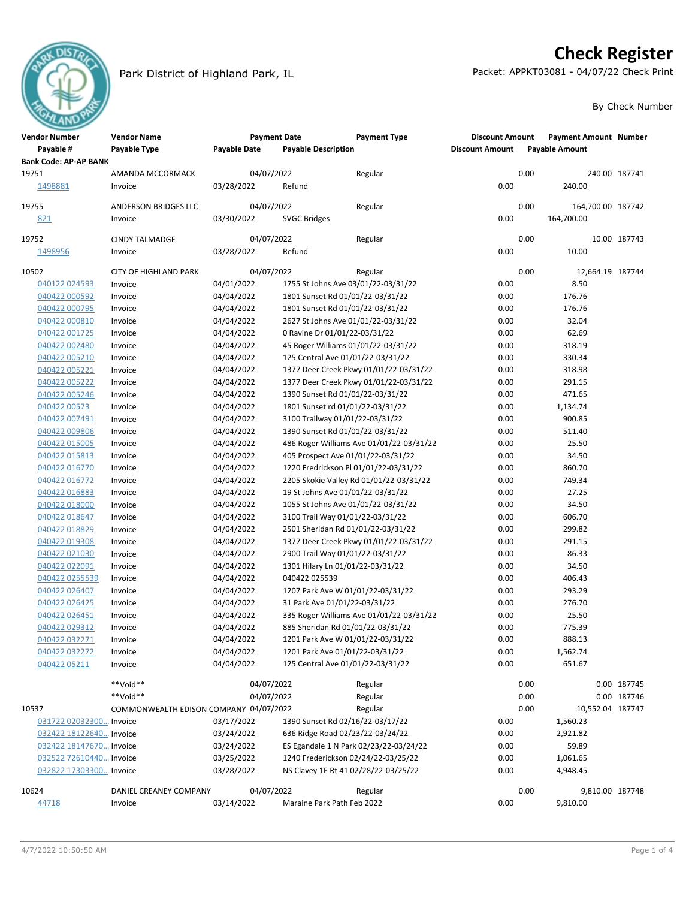# Check Register

Park District of Highland Park, IL

Packet: APPKT03081 - 04/07/22 Check Print

By Check Number

| Vendor Number / Payable # | Vendor Name / Payable Type | Payment Date / Payable Date | Payable Description | Payment Type | Discount Amount | Payment Amount / Payable Amount | Number |
|---|---|---|---|---|---|---|---|
| **Bank Code: AP-AP BANK** | | | | | | | |
| 19751 | AMANDA MCCORMACK | 04/07/2022 | | Regular | 0.00 | 240.00 | 187741 |
| 1498881 | Invoice | 03/28/2022 | Refund | | 0.00 | 240.00 | |
| 19755 | ANDERSON BRIDGES LLC | 04/07/2022 | | Regular | 0.00 | 164,700.00 | 187742 |
| 821 | Invoice | 03/30/2022 | SVGC Bridges | | 0.00 | 164,700.00 | |
| 19752 | CINDY TALMADGE | 04/07/2022 | | Regular | 0.00 | 10.00 | 187743 |
| 1498956 | Invoice | 03/28/2022 | Refund | | 0.00 | 10.00 | |
| 10502 | CITY OF HIGHLAND PARK | 04/07/2022 | | Regular | 0.00 | 12,664.19 | 187744 |
| 040122 024593 | Invoice | 04/01/2022 | 1755 St Johns Ave 03/01/22-03/31/22 | | 0.00 | 8.50 | |
| 040422 000592 | Invoice | 04/04/2022 | 1801 Sunset Rd 01/01/22-03/31/22 | | 0.00 | 176.76 | |
| 040422 000795 | Invoice | 04/04/2022 | 1801 Sunset Rd 01/01/22-03/31/22 | | 0.00 | 176.76 | |
| 040422 000810 | Invoice | 04/04/2022 | 2627 St Johns Ave 01/01/22-03/31/22 | | 0.00 | 32.04 | |
| 040422 001725 | Invoice | 04/04/2022 | 0 Ravine Dr 01/01/22-03/31/22 | | 0.00 | 62.69 | |
| 040422 002480 | Invoice | 04/04/2022 | 45 Roger Williams 01/01/22-03/31/22 | | 0.00 | 318.19 | |
| 040422 005210 | Invoice | 04/04/2022 | 125 Central Ave 01/01/22-03/31/22 | | 0.00 | 330.34 | |
| 040422 005221 | Invoice | 04/04/2022 | 1377 Deer Creek Pkwy 01/01/22-03/31/22 | | 0.00 | 318.98 | |
| 040422 005222 | Invoice | 04/04/2022 | 1377 Deer Creek Pkwy 01/01/22-03/31/22 | | 0.00 | 291.15 | |
| 040422 005246 | Invoice | 04/04/2022 | 1390 Sunset Rd 01/01/22-03/31/22 | | 0.00 | 471.65 | |
| 040422 00573 | Invoice | 04/04/2022 | 1801 Sunset rd 01/01/22-03/31/22 | | 0.00 | 1,134.74 | |
| 040422 007491 | Invoice | 04/04/2022 | 3100 Trailway 01/01/22-03/31/22 | | 0.00 | 900.85 | |
| 040422 009806 | Invoice | 04/04/2022 | 1390 Sunset Rd 01/01/22-03/31/22 | | 0.00 | 511.40 | |
| 040422 015005 | Invoice | 04/04/2022 | 486 Roger Williams Ave 01/01/22-03/31/22 | | 0.00 | 25.50 | |
| 040422 015813 | Invoice | 04/04/2022 | 405 Prospect Ave 01/01/22-03/31/22 | | 0.00 | 34.50 | |
| 040422 016770 | Invoice | 04/04/2022 | 1220 Fredrickson Pl 01/01/22-03/31/22 | | 0.00 | 860.70 | |
| 040422 016772 | Invoice | 04/04/2022 | 2205 Skokie Valley Rd 01/01/22-03/31/22 | | 0.00 | 749.34 | |
| 040422 016883 | Invoice | 04/04/2022 | 19 St Johns Ave 01/01/22-03/31/22 | | 0.00 | 27.25 | |
| 040422 018000 | Invoice | 04/04/2022 | 1055 St Johns Ave 01/01/22-03/31/22 | | 0.00 | 34.50 | |
| 040422 018647 | Invoice | 04/04/2022 | 3100 Trail Way 01/01/22-03/31/22 | | 0.00 | 606.70 | |
| 040422 018829 | Invoice | 04/04/2022 | 2501 Sheridan Rd 01/01/22-03/31/22 | | 0.00 | 299.82 | |
| 040422 019308 | Invoice | 04/04/2022 | 1377 Deer Creek Pkwy 01/01/22-03/31/22 | | 0.00 | 291.15 | |
| 040422 021030 | Invoice | 04/04/2022 | 2900 Trail Way 01/01/22-03/31/22 | | 0.00 | 86.33 | |
| 040422 022091 | Invoice | 04/04/2022 | 1301 Hilary Ln 01/01/22-03/31/22 | | 0.00 | 34.50 | |
| 040422 0255539 | Invoice | 04/04/2022 | 040422 025539 | | 0.00 | 406.43 | |
| 040422 026407 | Invoice | 04/04/2022 | 1207 Park Ave W 01/01/22-03/31/22 | | 0.00 | 293.29 | |
| 040422 026425 | Invoice | 04/04/2022 | 31 Park Ave 01/01/22-03/31/22 | | 0.00 | 276.70 | |
| 040422 026451 | Invoice | 04/04/2022 | 335 Roger Williams Ave 01/01/22-03/31/22 | | 0.00 | 25.50 | |
| 040422 029312 | Invoice | 04/04/2022 | 885 Sheridan Rd 01/01/22-03/31/22 | | 0.00 | 775.39 | |
| 040422 032271 | Invoice | 04/04/2022 | 1201 Park Ave W 01/01/22-03/31/22 | | 0.00 | 888.13 | |
| 040422 032272 | Invoice | 04/04/2022 | 1201 Park Ave 01/01/22-03/31/22 | | 0.00 | 1,562.74 | |
| 040422 05211 | Invoice | 04/04/2022 | 125 Central Ave 01/01/22-03/31/22 | | 0.00 | 651.67 | |
| | **Void** | 04/07/2022 | | Regular | 0.00 | 0.00 | 187745 |
| | **Void** | 04/07/2022 | | Regular | 0.00 | 0.00 | 187746 |
| 10537 | COMMONWEALTH EDISON COMPANY | 04/07/2022 | | Regular | 0.00 | 10,552.04 | 187747 |
| 031722 02032300... | Invoice | 03/17/2022 | 1390 Sunset Rd 02/16/22-03/17/22 | | 0.00 | 1,560.23 | |
| 032422 18122640... | Invoice | 03/24/2022 | 636 Ridge Road 02/23/22-03/24/22 | | 0.00 | 2,921.82 | |
| 032422 18147670... | Invoice | 03/24/2022 | ES Egandale 1 N Park 02/23/22-03/24/22 | | 0.00 | 59.89 | |
| 032522 72610440... | Invoice | 03/25/2022 | 1240 Frederickson 02/24/22-03/25/22 | | 0.00 | 1,061.65 | |
| 032822 17303300... | Invoice | 03/28/2022 | NS Clavey 1E Rt 41 02/28/22-03/25/22 | | 0.00 | 4,948.45 | |
| 10624 | DANIEL CREANEY COMPANY | 04/07/2022 | | Regular | 0.00 | 9,810.00 | 187748 |
| 44718 | Invoice | 03/14/2022 | Maraine Park Path Feb 2022 | | 0.00 | 9,810.00 | |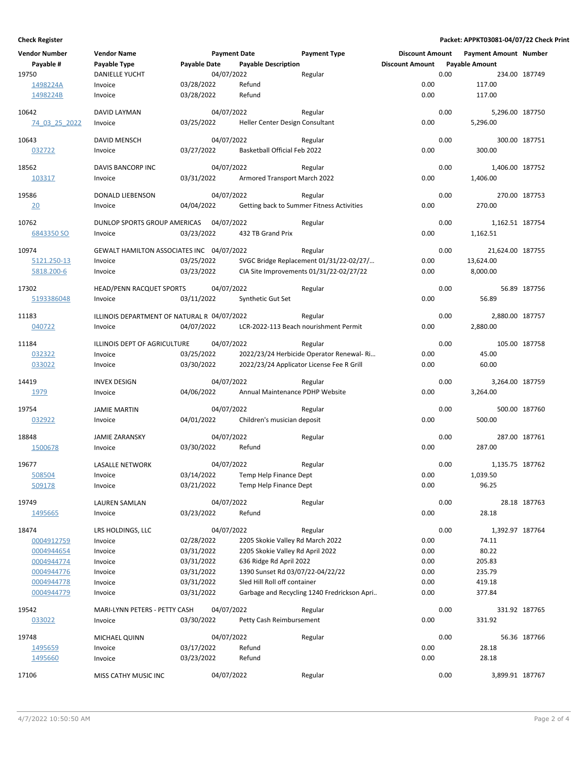**Check Register** — Packet: APPKT03081-04/07/22 Check Print

| Vendor Number | Vendor Name | Payment Date | Payment Type | Discount Amount | Payment Amount | Number |
|---|---|---|---|---|---|---|
| Payable # | Payable Type | Payable Date | Payable Description | Discount Amount | Payable Amount | |
| 19750 | DANIELLE YUCHT | 04/07/2022 | Regular | 0.00 | 234.00 | 187749 |
| 1498224A | Invoice | 03/28/2022 | Refund | 0.00 | 117.00 | |
| 1498224B | Invoice | 03/28/2022 | Refund | 0.00 | 117.00 | |
| 10642 | DAVID LAYMAN | 04/07/2022 | Regular | 0.00 | 5,296.00 | 187750 |
| 74_03_25_2022 | Invoice | 03/25/2022 | Heller Center Design Consultant | 0.00 | 5,296.00 | |
| 10643 | DAVID MENSCH | 04/07/2022 | Regular | 0.00 | 300.00 | 187751 |
| 032722 | Invoice | 03/27/2022 | Basketball Official Feb 2022 | 0.00 | 300.00 | |
| 18562 | DAVIS BANCORP INC | 04/07/2022 | Regular | 0.00 | 1,406.00 | 187752 |
| 103317 | Invoice | 03/31/2022 | Armored Transport March 2022 | 0.00 | 1,406.00 | |
| 19586 | DONALD LIEBENSON | 04/07/2022 | Regular | 0.00 | 270.00 | 187753 |
| 20 | Invoice | 04/04/2022 | Getting back to Summer Fitness Activities | 0.00 | 270.00 | |
| 10762 | DUNLOP SPORTS GROUP AMERICAS | 04/07/2022 | Regular | 0.00 | 1,162.51 | 187754 |
| 6843350 SO | Invoice | 03/23/2022 | 432 TB Grand Prix | 0.00 | 1,162.51 | |
| 10974 | GEWALT HAMILTON ASSOCIATES INC | 04/07/2022 | Regular | 0.00 | 21,624.00 | 187755 |
| 5121.250-13 | Invoice | 03/25/2022 | SVGC Bridge Replacement 01/31/22-02/27/... | 0.00 | 13,624.00 | |
| 5818.200-6 | Invoice | 03/23/2022 | CIA Site Improvements 01/31/22-02/27/22 | 0.00 | 8,000.00 | |
| 17302 | HEAD/PENN RACQUET SPORTS | 04/07/2022 | Regular | 0.00 | 56.89 | 187756 |
| 5193386048 | Invoice | 03/11/2022 | Synthetic Gut Set | 0.00 | 56.89 | |
| 11183 | ILLINOIS DEPARTMENT OF NATURAL R | 04/07/2022 | Regular | 0.00 | 2,880.00 | 187757 |
| 040722 | Invoice | 04/07/2022 | LCR-2022-113 Beach nourishment Permit | 0.00 | 2,880.00 | |
| 11184 | ILLINOIS DEPT OF AGRICULTURE | 04/07/2022 | Regular | 0.00 | 105.00 | 187758 |
| 032322 | Invoice | 03/25/2022 | 2022/23/24 Herbicide Operator Renewal- Ri... | 0.00 | 45.00 | |
| 033022 | Invoice | 03/30/2022 | 2022/23/24 Applicator License Fee R Grill | 0.00 | 60.00 | |
| 14419 | INVEX DESIGN | 04/07/2022 | Regular | 0.00 | 3,264.00 | 187759 |
| 1979 | Invoice | 04/06/2022 | Annual Maintenance PDHP Website | 0.00 | 3,264.00 | |
| 19754 | JAMIE MARTIN | 04/07/2022 | Regular | 0.00 | 500.00 | 187760 |
| 032922 | Invoice | 04/01/2022 | Children's musician deposit | 0.00 | 500.00 | |
| 18848 | JAMIE ZARANSKY | 04/07/2022 | Regular | 0.00 | 287.00 | 187761 |
| 1500678 | Invoice | 03/30/2022 | Refund | 0.00 | 287.00 | |
| 19677 | LASALLE NETWORK | 04/07/2022 | Regular | 0.00 | 1,135.75 | 187762 |
| 508504 | Invoice | 03/14/2022 | Temp Help Finance Dept | 0.00 | 1,039.50 | |
| 509178 | Invoice | 03/21/2022 | Temp Help Finance Dept | 0.00 | 96.25 | |
| 19749 | LAUREN SAMLAN | 04/07/2022 | Regular | 0.00 | 28.18 | 187763 |
| 1495665 | Invoice | 03/23/2022 | Refund | 0.00 | 28.18 | |
| 18474 | LRS HOLDINGS, LLC | 04/07/2022 | Regular | 0.00 | 1,392.97 | 187764 |
| 0004912759 | Invoice | 02/28/2022 | 2205 Skokie Valley Rd March 2022 | 0.00 | 74.11 | |
| 0004944654 | Invoice | 03/31/2022 | 2205 Skokie Valley Rd April 2022 | 0.00 | 80.22 | |
| 0004944774 | Invoice | 03/31/2022 | 636 Ridge Rd April 2022 | 0.00 | 205.83 | |
| 0004944776 | Invoice | 03/31/2022 | 1390 Sunset Rd 03/07/22-04/22/22 | 0.00 | 235.79 | |
| 0004944778 | Invoice | 03/31/2022 | Sled Hill Roll off container | 0.00 | 419.18 | |
| 0004944779 | Invoice | 03/31/2022 | Garbage and Recycling 1240 Fredrickson Apri.. | 0.00 | 377.84 | |
| 19542 | MARI-LYNN PETERS - PETTY CASH | 04/07/2022 | Regular | 0.00 | 331.92 | 187765 |
| 033022 | Invoice | 03/30/2022 | Petty Cash Reimbursement | 0.00 | 331.92 | |
| 19748 | MICHAEL QUINN | 04/07/2022 | Regular | 0.00 | 56.36 | 187766 |
| 1495659 | Invoice | 03/17/2022 | Refund | 0.00 | 28.18 | |
| 1495660 | Invoice | 03/23/2022 | Refund | 0.00 | 28.18 | |
| 17106 | MISS CATHY MUSIC INC | 04/07/2022 | Regular | 0.00 | 3,899.91 | 187767 |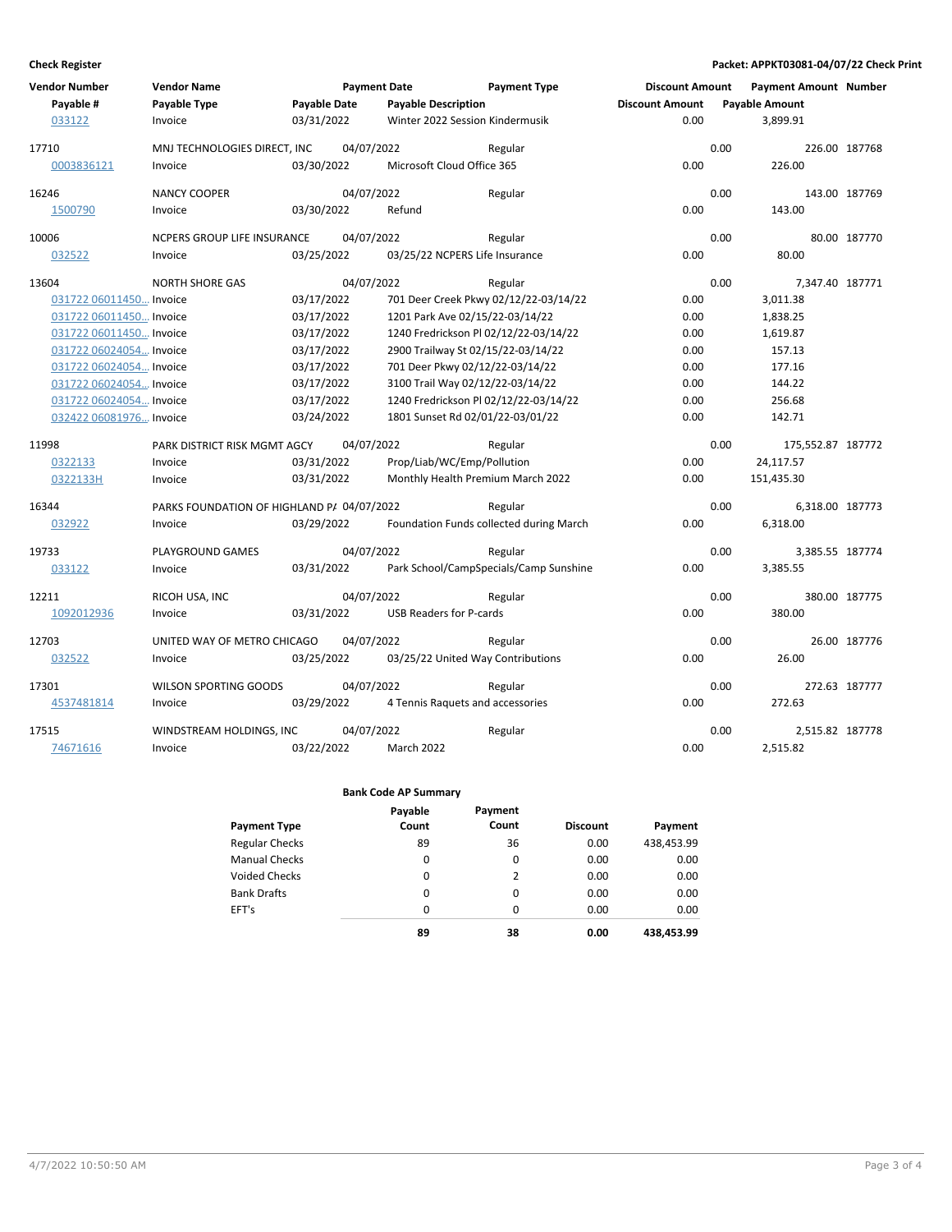**Check Register** **Packet: APPKT03081-04/07/22 Check Print**

| Vendor Number | Vendor Name | Payment Date | Payment Type | Discount Amount | Payment Amount | Number |
|---|---|---|---|---|---|---|
| Payable # | Payable Type | Payable Date | Payable Description | Discount Amount | Payable Amount | |
| 033122 | Invoice | 03/31/2022 | Winter 2022 Session Kindermusik | 0.00 | 3,899.91 | |
| 17710 | MNJ TECHNOLOGIES DIRECT, INC | 04/07/2022 | Regular | 0.00 | 226.00 | 187768 |
| 0003836121 | Invoice | 03/30/2022 | Microsoft Cloud Office 365 | 0.00 | 226.00 | |
| 16246 | NANCY COOPER | 04/07/2022 | Regular | 0.00 | 143.00 | 187769 |
| 1500790 | Invoice | 03/30/2022 | Refund | 0.00 | 143.00 | |
| 10006 | NCPERS GROUP LIFE INSURANCE | 04/07/2022 | Regular | 0.00 | 80.00 | 187770 |
| 032522 | Invoice | 03/25/2022 | 03/25/22 NCPERS Life Insurance | 0.00 | 80.00 | |
| 13604 | NORTH SHORE GAS | 04/07/2022 | Regular | 0.00 | 7,347.40 | 187771 |
| 031722 06011450... | Invoice | 03/17/2022 | 701 Deer Creek Pkwy 02/12/22-03/14/22 | 0.00 | 3,011.38 | |
| 031722 06011450... | Invoice | 03/17/2022 | 1201 Park Ave 02/15/22-03/14/22 | 0.00 | 1,838.25 | |
| 031722 06011450... | Invoice | 03/17/2022 | 1240 Fredrickson Pl 02/12/22-03/14/22 | 0.00 | 1,619.87 | |
| 031722 06024054... | Invoice | 03/17/2022 | 2900 Trailway St 02/15/22-03/14/22 | 0.00 | 157.13 | |
| 031722 06024054... | Invoice | 03/17/2022 | 701 Deer Pkwy 02/12/22-03/14/22 | 0.00 | 177.16 | |
| 031722 06024054... | Invoice | 03/17/2022 | 3100 Trail Way 02/12/22-03/14/22 | 0.00 | 144.22 | |
| 031722 06024054... | Invoice | 03/17/2022 | 1240 Fredrickson Pl 02/12/22-03/14/22 | 0.00 | 256.68 | |
| 032422 06081976... | Invoice | 03/24/2022 | 1801 Sunset Rd 02/01/22-03/01/22 | 0.00 | 142.71 | |
| 11998 | PARK DISTRICT RISK MGMT AGCY | 04/07/2022 | Regular | 0.00 | 175,552.87 | 187772 |
| 0322133 | Invoice | 03/31/2022 | Prop/Liab/WC/Emp/Pollution | 0.00 | 24,117.57 | |
| 0322133H | Invoice | 03/31/2022 | Monthly Health Premium March 2022 | 0.00 | 151,435.30 | |
| 16344 | PARKS FOUNDATION OF HIGHLAND P/ | 04/07/2022 | Regular | 0.00 | 6,318.00 | 187773 |
| 032922 | Invoice | 03/29/2022 | Foundation Funds collected during March | 0.00 | 6,318.00 | |
| 19733 | PLAYGROUND GAMES | 04/07/2022 | Regular | 0.00 | 3,385.55 | 187774 |
| 033122 | Invoice | 03/31/2022 | Park School/CampSpecials/Camp Sunshine | 0.00 | 3,385.55 | |
| 12211 | RICOH USA, INC | 04/07/2022 | Regular | 0.00 | 380.00 | 187775 |
| 1092012936 | Invoice | 03/31/2022 | USB Readers for P-cards | 0.00 | 380.00 | |
| 12703 | UNITED WAY OF METRO CHICAGO | 04/07/2022 | Regular | 0.00 | 26.00 | 187776 |
| 032522 | Invoice | 03/25/2022 | 03/25/22 United Way Contributions | 0.00 | 26.00 | |
| 17301 | WILSON SPORTING GOODS | 04/07/2022 | Regular | 0.00 | 272.63 | 187777 |
| 4537481814 | Invoice | 03/29/2022 | 4 Tennis Raquets and accessories | 0.00 | 272.63 | |
| 17515 | WINDSTREAM HOLDINGS, INC | 04/07/2022 | Regular | 0.00 | 2,515.82 | 187778 |
| 74671616 | Invoice | 03/22/2022 | March 2022 | 0.00 | 2,515.82 | |

**Bank Code AP Summary**

| Payment Type | Payable Count | Payment Count | Discount | Payment |
|---|---|---|---|---|
| Regular Checks | 89 | 36 | 0.00 | 438,453.99 |
| Manual Checks | 0 | 0 | 0.00 | 0.00 |
| Voided Checks | 0 | 2 | 0.00 | 0.00 |
| Bank Drafts | 0 | 0 | 0.00 | 0.00 |
| EFT's | 0 | 0 | 0.00 | 0.00 |
| | **89** | **38** | **0.00** | **438,453.99** |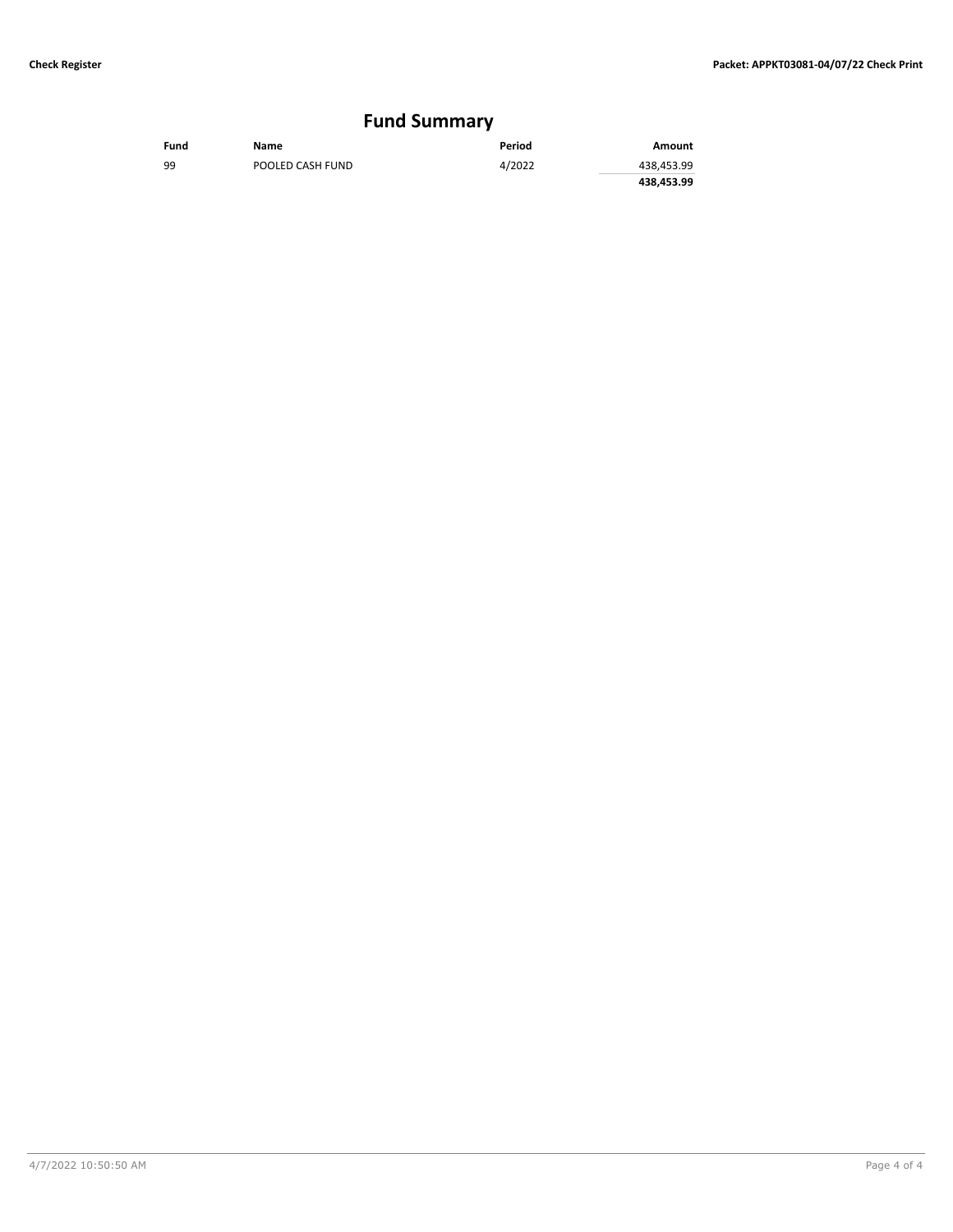## Fund Summary

| Fund | Name | Period | Amount |
|---|---|---|---|
| 99 | POOLED CASH FUND | 4/2022 | 438,453.99 |
| | | | **438,453.99** |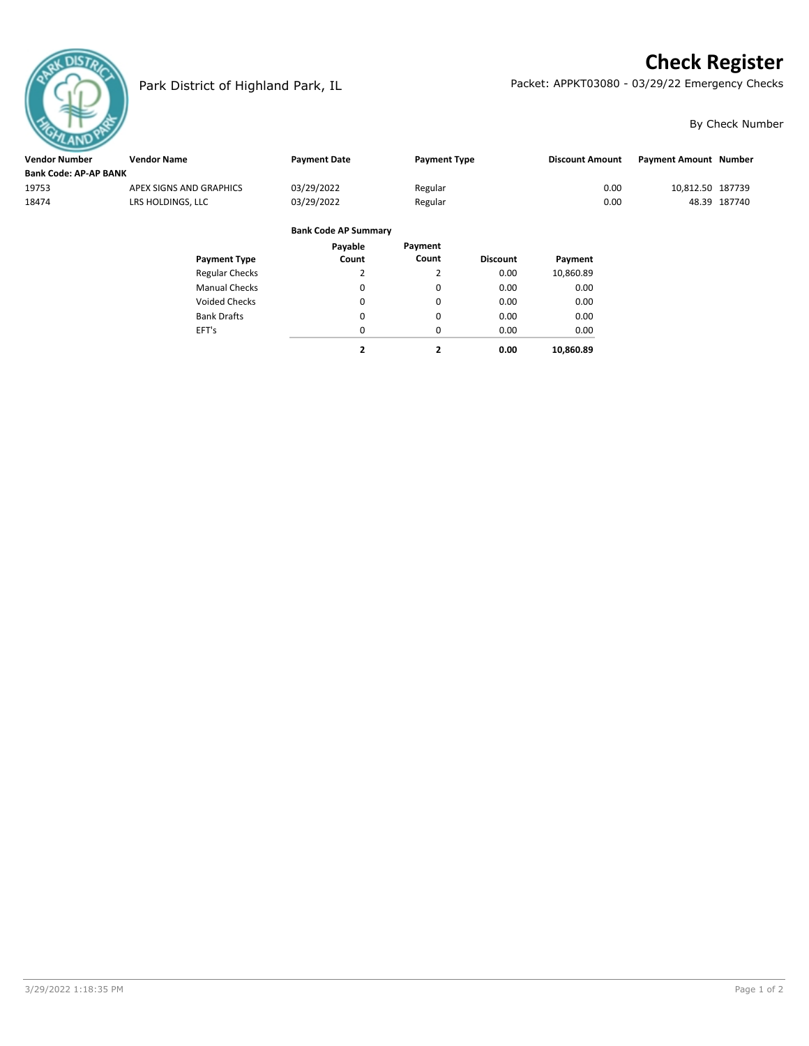# Check Register

Park District of Highland Park, IL

Packet: APPKT03080 - 03/29/22 Emergency Checks

By Check Number

| Vendor Number | Vendor Name | Payment Date | Payment Type | Discount Amount | Payment Amount | Number |
|---|---|---|---|---|---|---|
| **Bank Code: AP-AP BANK** | | | | | | |
| 19753 | APEX SIGNS AND GRAPHICS | 03/29/2022 | Regular | 0.00 | 10,812.50 | 187739 |
| 18474 | LRS HOLDINGS, LLC | 03/29/2022 | Regular | 0.00 | 48.39 | 187740 |

**Bank Code AP Summary**

| Payment Type | Payable Count | Payment Count | Discount | Payment |
|---|---|---|---|---|
| Regular Checks | 2 | 2 | 0.00 | 10,860.89 |
| Manual Checks | 0 | 0 | 0.00 | 0.00 |
| Voided Checks | 0 | 0 | 0.00 | 0.00 |
| Bank Drafts | 0 | 0 | 0.00 | 0.00 |
| EFT's | 0 | 0 | 0.00 | 0.00 |
| | **2** | **2** | **0.00** | **10,860.89** |

3/29/2022 1:18:35 PM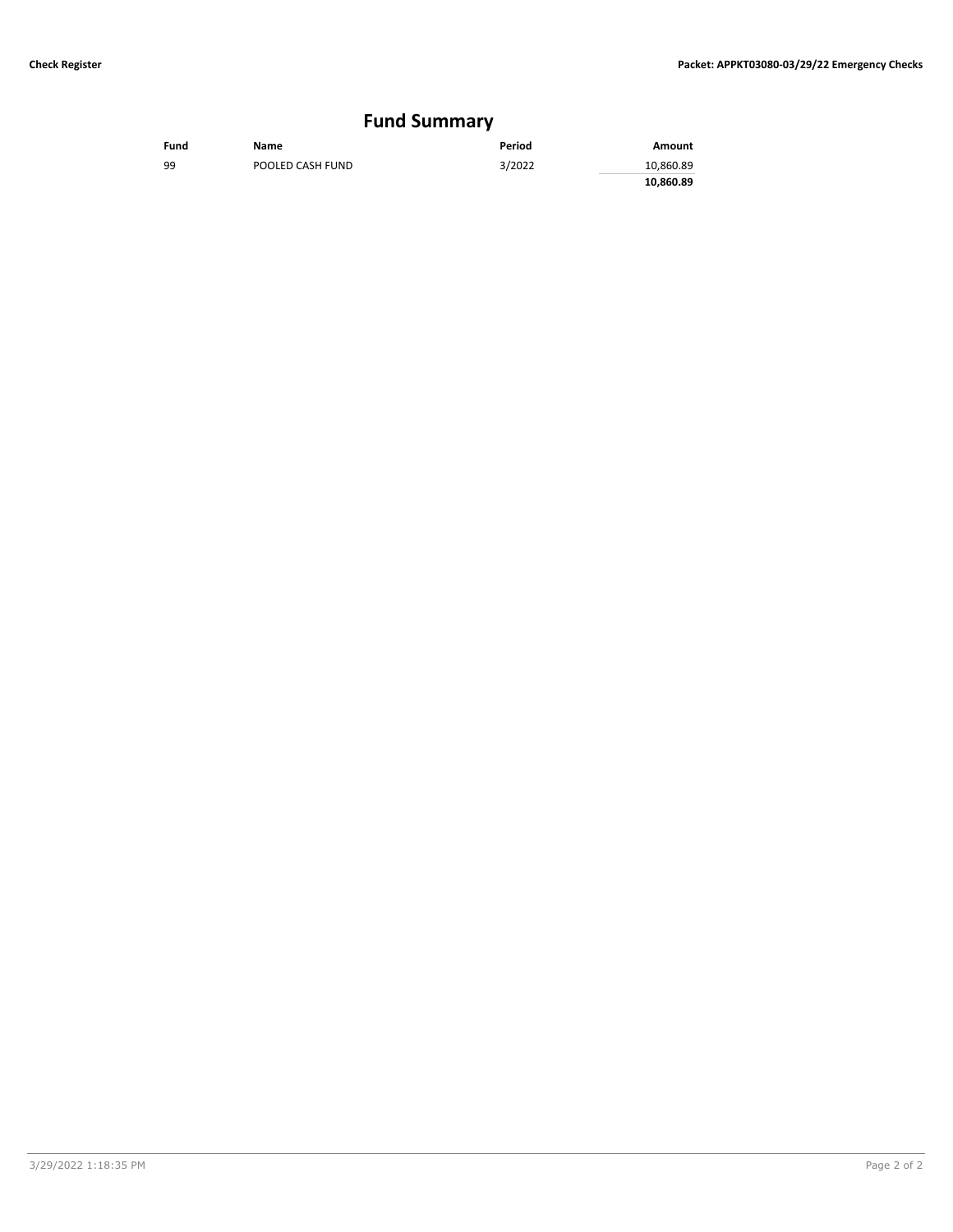## Fund Summary

| Fund | Name | Period | Amount |
|---|---|---|---|
| 99 | POOLED CASH FUND | 3/2022 | 10,860.89 |
| | | | **10,860.89** |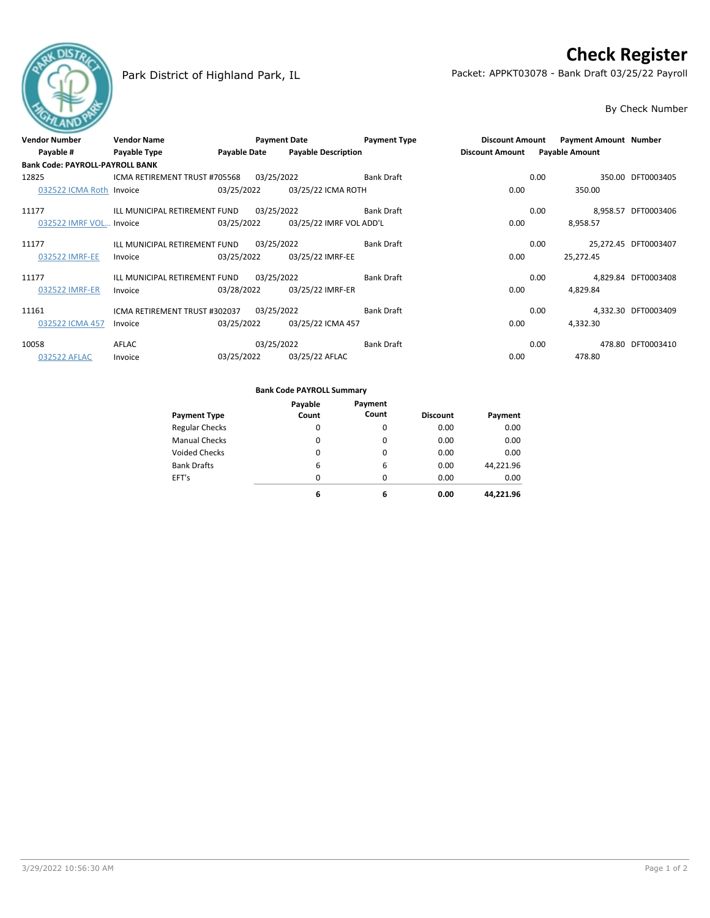# Check Register

Park District of Highland Park, IL

Packet: APPKT03078 - Bank Draft 03/25/22 Payroll

By Check Number

| Vendor Number | Vendor Name | | Payment Date | Payment Type | Discount Amount | Payment Amount | Number |
|---|---|---|---|---|---|---|---|
| Payable # | Payable Type | Payable Date | Payable Description | | Discount Amount | Payable Amount | |
| **Bank Code: PAYROLL-PAYROLL BANK** | | | | | | | |
| 12825 | ICMA RETIREMENT TRUST #705568 | | 03/25/2022 | Bank Draft | 0.00 | 350.00 | DFT0003405 |
| 032522 ICMA Roth | Invoice | 03/25/2022 | 03/25/22 ICMA ROTH | | 0.00 | 350.00 | |
| 11177 | ILL MUNICIPAL RETIREMENT FUND | | 03/25/2022 | Bank Draft | 0.00 | 8,958.57 | DFT0003406 |
| 032522 IMRF VOL... | Invoice | 03/25/2022 | 03/25/22 IMRF VOL ADD'L | | 0.00 | 8,958.57 | |
| 11177 | ILL MUNICIPAL RETIREMENT FUND | | 03/25/2022 | Bank Draft | 0.00 | 25,272.45 | DFT0003407 |
| 032522 IMRF-EE | Invoice | 03/25/2022 | 03/25/22 IMRF-EE | | 0.00 | 25,272.45 | |
| 11177 | ILL MUNICIPAL RETIREMENT FUND | | 03/25/2022 | Bank Draft | 0.00 | 4,829.84 | DFT0003408 |
| 032522 IMRF-ER | Invoice | 03/28/2022 | 03/25/22 IMRF-ER | | 0.00 | 4,829.84 | |
| 11161 | ICMA RETIREMENT TRUST #302037 | | 03/25/2022 | Bank Draft | 0.00 | 4,332.30 | DFT0003409 |
| 032522 ICMA 457 | Invoice | 03/25/2022 | 03/25/22 ICMA 457 | | 0.00 | 4,332.30 | |
| 10058 | AFLAC | | 03/25/2022 | Bank Draft | 0.00 | 478.80 | DFT0003410 |
| 032522 AFLAC | Invoice | 03/25/2022 | 03/25/22 AFLAC | | 0.00 | 478.80 | |

**Bank Code PAYROLL Summary**

| Payment Type | Payable Count | Payment Count | Discount | Payment |
|---|---|---|---|---|
| Regular Checks | 0 | 0 | 0.00 | 0.00 |
| Manual Checks | 0 | 0 | 0.00 | 0.00 |
| Voided Checks | 0 | 0 | 0.00 | 0.00 |
| Bank Drafts | 6 | 6 | 0.00 | 44,221.96 |
| EFT's | 0 | 0 | 0.00 | 0.00 |
| | **6** | **6** | **0.00** | **44,221.96** |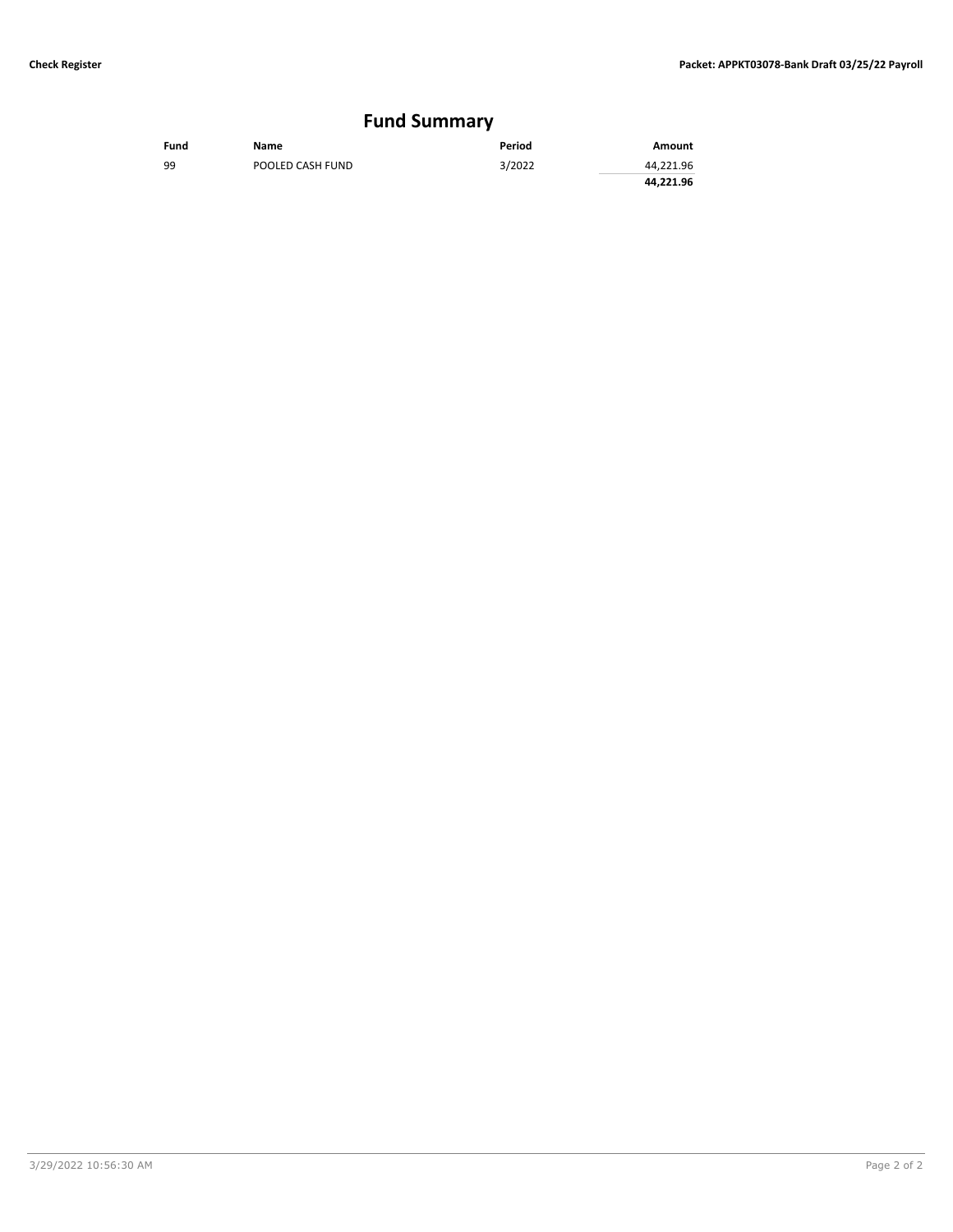## Fund Summary

| Fund | Name | Period | Amount |
|---|---|---|---|
| 99 | POOLED CASH FUND | 3/2022 | 44,221.96 |
| | | | **44,221.96** |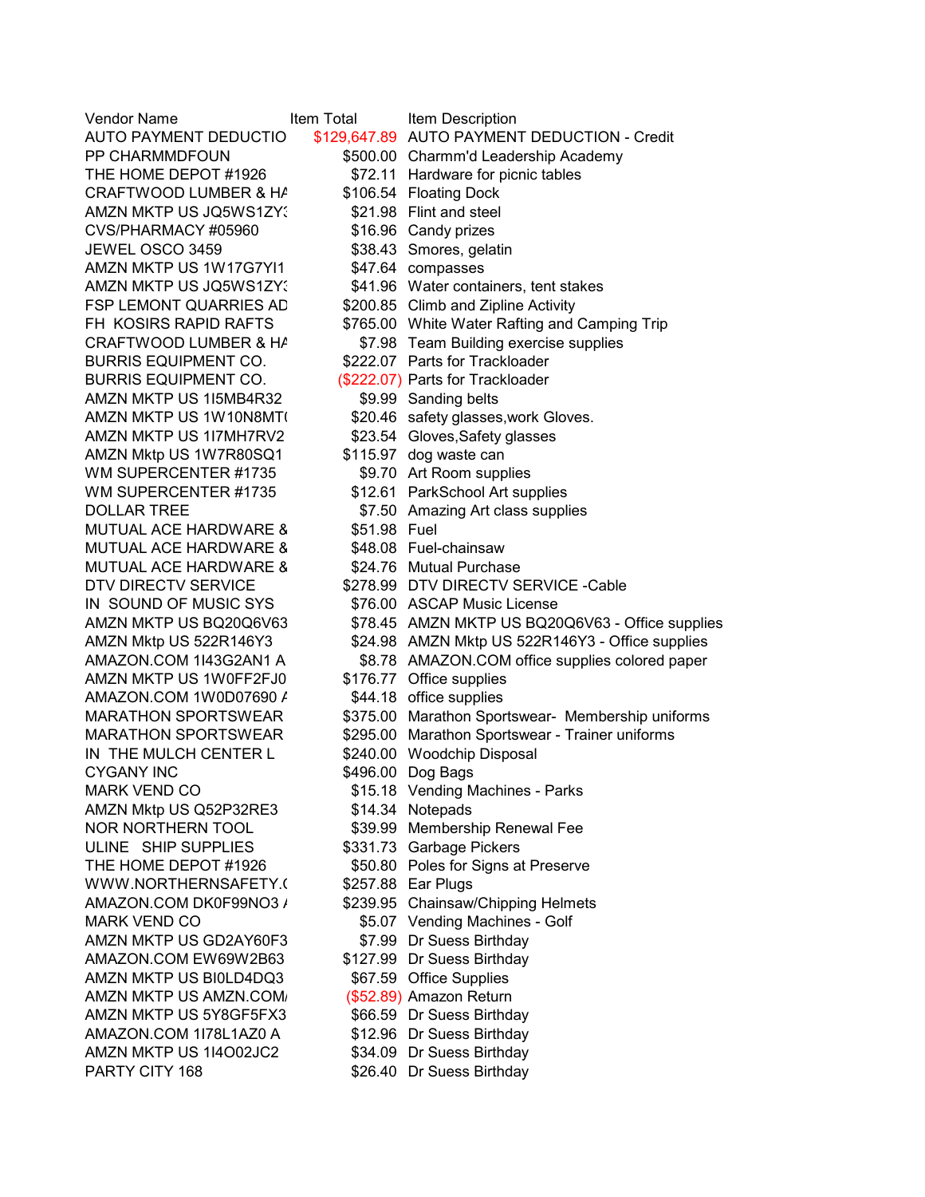| Vendor Name | Item Total | Item Description |
|---|---|---|
| AUTO PAYMENT DEDUCTIO | $129,647.89 | AUTO PAYMENT DEDUCTION - Credit |
| PP CHARMMDFOUN | $500.00 | Charmm'd Leadership Academy |
| THE HOME DEPOT #1926 | $72.11 | Hardware for picnic tables |
| CRAFTWOOD LUMBER & HA | $106.54 | Floating Dock |
| AMZN MKTP US JQ5WS1ZY3 | $21.98 | Flint and steel |
| CVS/PHARMACY #05960 | $16.96 | Candy prizes |
| JEWEL OSCO 3459 | $38.43 | Smores, gelatin |
| AMZN MKTP US 1W17G7YI1 | $47.64 | compasses |
| AMZN MKTP US JQ5WS1ZY3 | $41.96 | Water containers, tent stakes |
| FSP LEMONT QUARRIES AD | $200.85 | Climb and Zipline Activity |
| FH KOSIRS RAPID RAFTS | $765.00 | White Water Rafting and Camping Trip |
| CRAFTWOOD LUMBER & HA | $7.98 | Team Building exercise supplies |
| BURRIS EQUIPMENT CO. | $222.07 | Parts for Trackloader |
| BURRIS EQUIPMENT CO. | ($222.07) | Parts for Trackloader |
| AMZN MKTP US 1I5MB4R32 | $9.99 | Sanding belts |
| AMZN MKTP US 1W10N8MT( | $20.46 | safety glasses,work Gloves. |
| AMZN MKTP US 1I7MH7RV2 | $23.54 | Gloves,Safety glasses |
| AMZN Mktp US 1W7R80SQ1 | $115.97 | dog waste can |
| WM SUPERCENTER #1735 | $9.70 | Art Room supplies |
| WM SUPERCENTER #1735 | $12.61 | ParkSchool Art supplies |
| DOLLAR TREE | $7.50 | Amazing Art class supplies |
| MUTUAL ACE HARDWARE & | $51.98 | Fuel |
| MUTUAL ACE HARDWARE & | $48.08 | Fuel-chainsaw |
| MUTUAL ACE HARDWARE & | $24.76 | Mutual Purchase |
| DTV DIRECTV SERVICE | $278.99 | DTV DIRECTV SERVICE -Cable |
| IN SOUND OF MUSIC SYS | $76.00 | ASCAP Music License |
| AMZN MKTP US BQ20Q6V63 | $78.45 | AMZN MKTP US BQ20Q6V63 - Office supplies |
| AMZN Mktp US 522R146Y3 | $24.98 | AMZN Mktp US 522R146Y3 - Office supplies |
| AMAZON.COM 1I43G2AN1 A | $8.78 | AMAZON.COM office supplies colored paper |
| AMZN MKTP US 1W0FF2FJ0 | $176.77 | Office supplies |
| AMAZON.COM 1W0D07690 A | $44.18 | office supplies |
| MARATHON SPORTSWEAR | $375.00 | Marathon Sportswear- Membership uniforms |
| MARATHON SPORTSWEAR | $295.00 | Marathon Sportswear - Trainer uniforms |
| IN THE MULCH CENTER L | $240.00 | Woodchip Disposal |
| CYGANY INC | $496.00 | Dog Bags |
| MARK VEND CO | $15.18 | Vending Machines - Parks |
| AMZN Mktp US Q52P32RE3 | $14.34 | Notepads |
| NOR NORTHERN TOOL | $39.99 | Membership Renewal Fee |
| ULINE SHIP SUPPLIES | $331.73 | Garbage Pickers |
| THE HOME DEPOT #1926 | $50.80 | Poles for Signs at Preserve |
| WWW.NORTHERNSAFETY.( | $257.88 | Ear Plugs |
| AMAZON.COM DK0F99NO3 A | $239.95 | Chainsaw/Chipping Helmets |
| MARK VEND CO | $5.07 | Vending Machines - Golf |
| AMZN MKTP US GD2AY60F3 | $7.99 | Dr Suess Birthday |
| AMAZON.COM EW69W2B63 | $127.99 | Dr Suess Birthday |
| AMZN MKTP US BI0LD4DQ3 | $67.59 | Office Supplies |
| AMZN MKTP US AMZN.COM/ | ($52.89) | Amazon Return |
| AMZN MKTP US 5Y8GF5FX3 | $66.59 | Dr Suess Birthday |
| AMAZON.COM 1I78L1AZ0 A | $12.96 | Dr Suess Birthday |
| AMZN MKTP US 1I4O02JC2 | $34.09 | Dr Suess Birthday |
| PARTY CITY 168 | $26.40 | Dr Suess Birthday |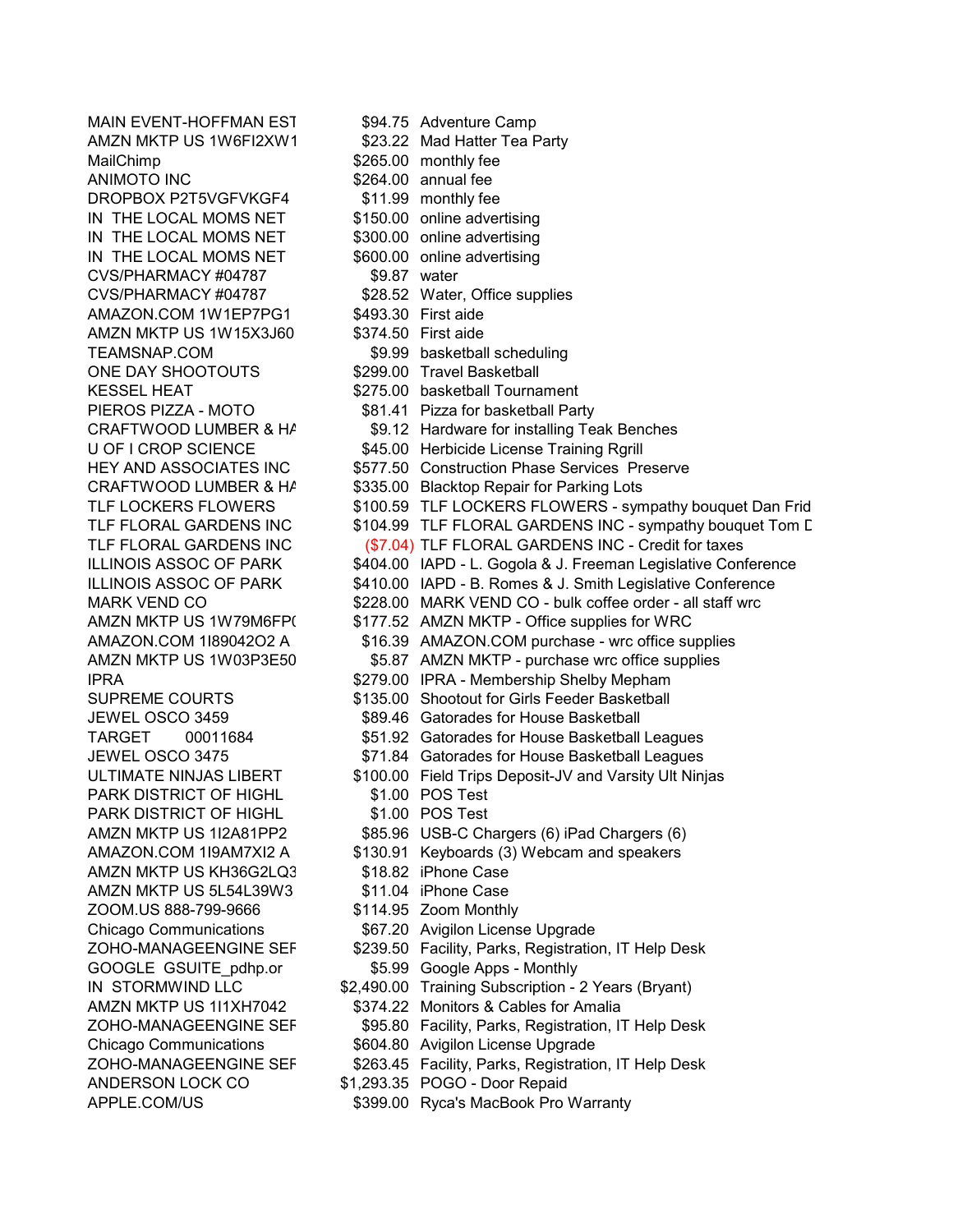| | | |
|---|---|---|
| MAIN EVENT-HOFFMAN EST | $94.75 | Adventure Camp |
| AMZN MKTP US 1W6FI2XW1 | $23.22 | Mad Hatter Tea Party |
| MailChimp | $265.00 | monthly fee |
| ANIMOTO INC | $264.00 | annual fee |
| DROPBOX P2T5VGFVKGF4 | $11.99 | monthly fee |
| IN THE LOCAL MOMS NET | $150.00 | online advertising |
| IN THE LOCAL MOMS NET | $300.00 | online advertising |
| IN THE LOCAL MOMS NET | $600.00 | online advertising |
| CVS/PHARMACY #04787 | $9.87 | water |
| CVS/PHARMACY #04787 | $28.52 | Water, Office supplies |
| AMAZON.COM 1W1EP7PG1 | $493.30 | First aide |
| AMZN MKTP US 1W15X3J60 | $374.50 | First aide |
| TEAMSNAP.COM | $9.99 | basketball scheduling |
| ONE DAY SHOOTOUTS | $299.00 | Travel Basketball |
| KESSEL HEAT | $275.00 | basketball Tournament |
| PIEROS PIZZA - MOTO | $81.41 | Pizza for basketball Party |
| CRAFTWOOD LUMBER & HA | $9.12 | Hardware for installing Teak Benches |
| U OF I CROP SCIENCE | $45.00 | Herbicide License Training Rgrill |
| HEY AND ASSOCIATES INC | $577.50 | Construction Phase Services Preserve |
| CRAFTWOOD LUMBER & HA | $335.00 | Blacktop Repair for Parking Lots |
| TLF LOCKERS FLOWERS | $100.59 | TLF LOCKERS FLOWERS - sympathy bouquet Dan Frid |
| TLF FLORAL GARDENS INC | $104.99 | TLF FLORAL GARDENS INC - sympathy bouquet Tom D |
| TLF FLORAL GARDENS INC | ($7.04) | TLF FLORAL GARDENS INC - Credit for taxes |
| ILLINOIS ASSOC OF PARK | $404.00 | IAPD - L. Gogola & J. Freeman Legislative Conference |
| ILLINOIS ASSOC OF PARK | $410.00 | IAPD - B. Romes & J. Smith Legislative Conference |
| MARK VEND CO | $228.00 | MARK VEND CO - bulk coffee order - all staff wrc |
| AMZN MKTP US 1W79M6FP0 | $177.52 | AMZN MKTP - Office supplies for WRC |
| AMAZON.COM 1I89042O2 A | $16.39 | AMAZON.COM purchase - wrc office supplies |
| AMZN MKTP US 1W03P3E50 | $5.87 | AMZN MKTP - purchase wrc office supplies |
| IPRA | $279.00 | IPRA - Membership Shelby Mepham |
| SUPREME COURTS | $135.00 | Shootout for Girls Feeder Basketball |
| JEWEL OSCO 3459 | $89.46 | Gatorades for House Basketball |
| TARGET 00011684 | $51.92 | Gatorades for House Basketball Leagues |
| JEWEL OSCO 3475 | $71.84 | Gatorades for House Basketball Leagues |
| ULTIMATE NINJAS LIBERT | $100.00 | Field Trips Deposit-JV and Varsity Ult Ninjas |
| PARK DISTRICT OF HIGHL | $1.00 | POS Test |
| PARK DISTRICT OF HIGHL | $1.00 | POS Test |
| AMZN MKTP US 1I2A81PP2 | $85.96 | USB-C Chargers (6) iPad Chargers (6) |
| AMAZON.COM 1I9AM7XI2 A | $130.91 | Keyboards (3) Webcam and speakers |
| AMZN MKTP US KH36G2LQ3 | $18.82 | iPhone Case |
| AMZN MKTP US 5L54L39W3 | $11.04 | iPhone Case |
| ZOOM.US 888-799-9666 | $114.95 | Zoom Monthly |
| Chicago Communications | $67.20 | Avigilon License Upgrade |
| ZOHO-MANAGEENGINE SEF | $239.50 | Facility, Parks, Registration, IT Help Desk |
| GOOGLE GSUITE_pdhp.or | $5.99 | Google Apps - Monthly |
| IN STORMWIND LLC | $2,490.00 | Training Subscription - 2 Years (Bryant) |
| AMZN MKTP US 1I1XH7042 | $374.22 | Monitors & Cables for Amalia |
| ZOHO-MANAGEENGINE SEF | $95.80 | Facility, Parks, Registration, IT Help Desk |
| Chicago Communications | $604.80 | Avigilon License Upgrade |
| ZOHO-MANAGEENGINE SEF | $263.45 | Facility, Parks, Registration, IT Help Desk |
| ANDERSON LOCK CO | $1,293.35 | POGO - Door Repaid |
| APPLE.COM/US | $399.00 | Ryca's MacBook Pro Warranty |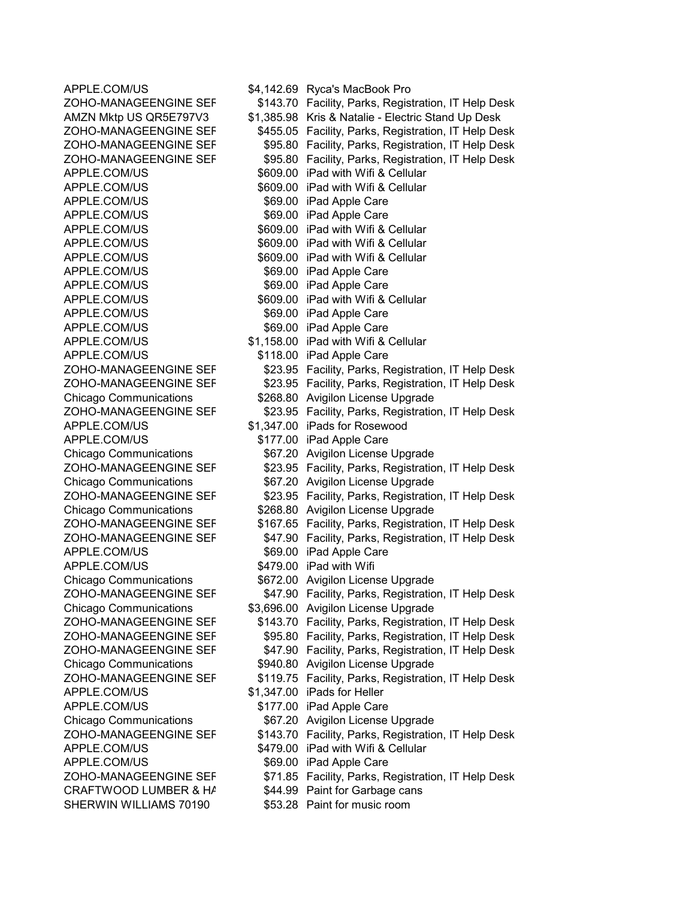| | | |
|---|---|---|
| APPLE.COM/US | $4,142.69 | Ryca's MacBook Pro |
| ZOHO-MANAGEENGINE SEF | $143.70 | Facility, Parks, Registration, IT Help Desk |
| AMZN Mktp US QR5E797V3 | $1,385.98 | Kris & Natalie - Electric Stand Up Desk |
| ZOHO-MANAGEENGINE SEF | $455.05 | Facility, Parks, Registration, IT Help Desk |
| ZOHO-MANAGEENGINE SEF | $95.80 | Facility, Parks, Registration, IT Help Desk |
| ZOHO-MANAGEENGINE SEF | $95.80 | Facility, Parks, Registration, IT Help Desk |
| APPLE.COM/US | $609.00 | iPad with Wifi & Cellular |
| APPLE.COM/US | $609.00 | iPad with Wifi & Cellular |
| APPLE.COM/US | $69.00 | iPad Apple Care |
| APPLE.COM/US | $69.00 | iPad Apple Care |
| APPLE.COM/US | $609.00 | iPad with Wifi & Cellular |
| APPLE.COM/US | $609.00 | iPad with Wifi & Cellular |
| APPLE.COM/US | $609.00 | iPad with Wifi & Cellular |
| APPLE.COM/US | $69.00 | iPad Apple Care |
| APPLE.COM/US | $69.00 | iPad Apple Care |
| APPLE.COM/US | $609.00 | iPad with Wifi & Cellular |
| APPLE.COM/US | $69.00 | iPad Apple Care |
| APPLE.COM/US | $69.00 | iPad Apple Care |
| APPLE.COM/US | $1,158.00 | iPad with Wifi & Cellular |
| APPLE.COM/US | $118.00 | iPad Apple Care |
| ZOHO-MANAGEENGINE SEF | $23.95 | Facility, Parks, Registration, IT Help Desk |
| ZOHO-MANAGEENGINE SEF | $23.95 | Facility, Parks, Registration, IT Help Desk |
| Chicago Communications | $268.80 | Avigilon License Upgrade |
| ZOHO-MANAGEENGINE SEF | $23.95 | Facility, Parks, Registration, IT Help Desk |
| APPLE.COM/US | $1,347.00 | iPads for Rosewood |
| APPLE.COM/US | $177.00 | iPad Apple Care |
| Chicago Communications | $67.20 | Avigilon License Upgrade |
| ZOHO-MANAGEENGINE SEF | $23.95 | Facility, Parks, Registration, IT Help Desk |
| Chicago Communications | $67.20 | Avigilon License Upgrade |
| ZOHO-MANAGEENGINE SEF | $23.95 | Facility, Parks, Registration, IT Help Desk |
| Chicago Communications | $268.80 | Avigilon License Upgrade |
| ZOHO-MANAGEENGINE SEF | $167.65 | Facility, Parks, Registration, IT Help Desk |
| ZOHO-MANAGEENGINE SEF | $47.90 | Facility, Parks, Registration, IT Help Desk |
| APPLE.COM/US | $69.00 | iPad Apple Care |
| APPLE.COM/US | $479.00 | iPad with Wifi |
| Chicago Communications | $672.00 | Avigilon License Upgrade |
| ZOHO-MANAGEENGINE SEF | $47.90 | Facility, Parks, Registration, IT Help Desk |
| Chicago Communications | $3,696.00 | Avigilon License Upgrade |
| ZOHO-MANAGEENGINE SEF | $143.70 | Facility, Parks, Registration, IT Help Desk |
| ZOHO-MANAGEENGINE SEF | $95.80 | Facility, Parks, Registration, IT Help Desk |
| ZOHO-MANAGEENGINE SEF | $47.90 | Facility, Parks, Registration, IT Help Desk |
| Chicago Communications | $940.80 | Avigilon License Upgrade |
| ZOHO-MANAGEENGINE SEF | $119.75 | Facility, Parks, Registration, IT Help Desk |
| APPLE.COM/US | $1,347.00 | iPads for Heller |
| APPLE.COM/US | $177.00 | iPad Apple Care |
| Chicago Communications | $67.20 | Avigilon License Upgrade |
| ZOHO-MANAGEENGINE SEF | $143.70 | Facility, Parks, Registration, IT Help Desk |
| APPLE.COM/US | $479.00 | iPad with Wifi & Cellular |
| APPLE.COM/US | $69.00 | iPad Apple Care |
| ZOHO-MANAGEENGINE SEF | $71.85 | Facility, Parks, Registration, IT Help Desk |
| CRAFTWOOD LUMBER & HA | $44.99 | Paint for Garbage cans |
| SHERWIN WILLIAMS 70190 | $53.28 | Paint for music room |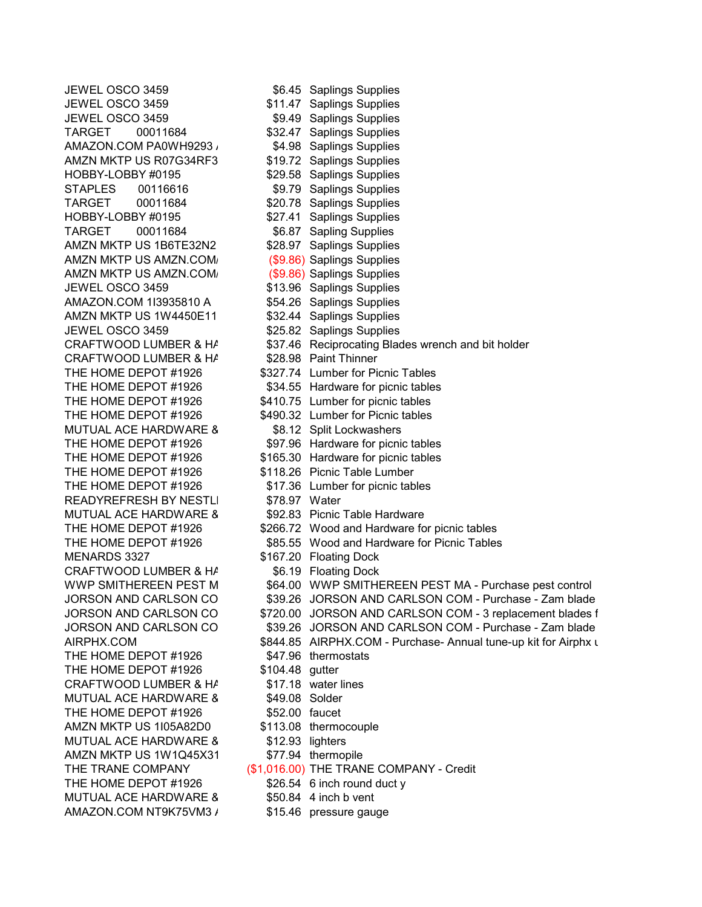| | | |
|---|---|---|
| JEWEL OSCO 3459 | $6.45 | Saplings Supplies |
| JEWEL OSCO 3459 | $11.47 | Saplings Supplies |
| JEWEL OSCO 3459 | $9.49 | Saplings Supplies |
| TARGET 00011684 | $32.47 | Saplings Supplies |
| AMAZON.COM PA0WH9293 / | $4.98 | Saplings Supplies |
| AMZN MKTP US R07G34RF3 | $19.72 | Saplings Supplies |
| HOBBY-LOBBY #0195 | $29.58 | Saplings Supplies |
| STAPLES 00116616 | $9.79 | Saplings Supplies |
| TARGET 00011684 | $20.78 | Saplings Supplies |
| HOBBY-LOBBY #0195 | $27.41 | Saplings Supplies |
| TARGET 00011684 | $6.87 | Sapling Supplies |
| AMZN MKTP US 1B6TE32N2 | $28.97 | Saplings Supplies |
| AMZN MKTP US AMZN.COM/ | ($9.86) | Saplings Supplies |
| AMZN MKTP US AMZN.COM/ | ($9.86) | Saplings Supplies |
| JEWEL OSCO 3459 | $13.96 | Saplings Supplies |
| AMAZON.COM 1I3935810 A | $54.26 | Saplings Supplies |
| AMZN MKTP US 1W4450E11 | $32.44 | Saplings Supplies |
| JEWEL OSCO 3459 | $25.82 | Saplings Supplies |
| CRAFTWOOD LUMBER & HA | $37.46 | Reciprocating Blades wrench and bit holder |
| CRAFTWOOD LUMBER & HA | $28.98 | Paint Thinner |
| THE HOME DEPOT #1926 | $327.74 | Lumber for Picnic Tables |
| THE HOME DEPOT #1926 | $34.55 | Hardware for picnic tables |
| THE HOME DEPOT #1926 | $410.75 | Lumber for picnic tables |
| THE HOME DEPOT #1926 | $490.32 | Lumber for Picnic tables |
| MUTUAL ACE HARDWARE & | $8.12 | Split Lockwashers |
| THE HOME DEPOT #1926 | $97.96 | Hardware for picnic tables |
| THE HOME DEPOT #1926 | $165.30 | Hardware for picnic tables |
| THE HOME DEPOT #1926 | $118.26 | Picnic Table Lumber |
| THE HOME DEPOT #1926 | $17.36 | Lumber for picnic tables |
| READYREFRESH BY NESTLI | $78.97 | Water |
| MUTUAL ACE HARDWARE & | $92.83 | Picnic Table Hardware |
| THE HOME DEPOT #1926 | $266.72 | Wood and Hardware for picnic tables |
| THE HOME DEPOT #1926 | $85.55 | Wood and Hardware for Picnic Tables |
| MENARDS 3327 | $167.20 | Floating Dock |
| CRAFTWOOD LUMBER & HA | $6.19 | Floating Dock |
| WWP SMITHEREEN PEST M | $64.00 | WWP SMITHEREEN PEST MA - Purchase pest control |
| JORSON AND CARLSON CO | $39.26 | JORSON AND CARLSON COM - Purchase - Zam blade |
| JORSON AND CARLSON CO | $720.00 | JORSON AND CARLSON COM - 3 replacement blades f |
| JORSON AND CARLSON CO | $39.26 | JORSON AND CARLSON COM - Purchase - Zam blade |
| AIRPHX.COM | $844.85 | AIRPHX.COM - Purchase- Annual tune-up kit for Airphx u |
| THE HOME DEPOT #1926 | $47.96 | thermostats |
| THE HOME DEPOT #1926 | $104.48 | gutter |
| CRAFTWOOD LUMBER & HA | $17.18 | water lines |
| MUTUAL ACE HARDWARE & | $49.08 | Solder |
| THE HOME DEPOT #1926 | $52.00 | faucet |
| AMZN MKTP US 1I05A82D0 | $113.08 | thermocouple |
| MUTUAL ACE HARDWARE & | $12.93 | lighters |
| AMZN MKTP US 1W1Q45X31 | $77.94 | thermopile |
| THE TRANE COMPANY | ($1,016.00) | THE TRANE COMPANY - Credit |
| THE HOME DEPOT #1926 | $26.54 | 6 inch round duct y |
| MUTUAL ACE HARDWARE & | $50.84 | 4 inch b vent |
| AMAZON.COM NT9K75VM3 / | $15.46 | pressure gauge |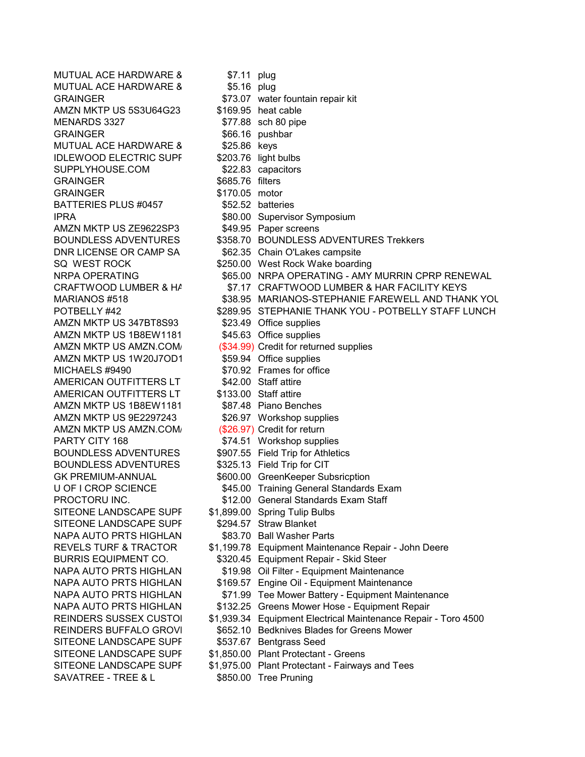| | | |
|---|---|---|
| MUTUAL ACE HARDWARE & | $7.11 | plug |
| MUTUAL ACE HARDWARE & | $5.16 | plug |
| GRAINGER | $73.07 | water fountain repair kit |
| AMZN MKTP US 5S3U64G23 | $169.95 | heat cable |
| MENARDS 3327 | $77.88 | sch 80 pipe |
| GRAINGER | $66.16 | pushbar |
| MUTUAL ACE HARDWARE & | $25.86 | keys |
| IDLEWOOD ELECTRIC SUPF | $203.76 | light bulbs |
| SUPPLYHOUSE.COM | $22.83 | capacitors |
| GRAINGER | $685.76 | filters |
| GRAINGER | $170.05 | motor |
| BATTERIES PLUS #0457 | $52.52 | batteries |
| IPRA | $80.00 | Supervisor Symposium |
| AMZN MKTP US ZE9622SP3 | $49.95 | Paper screens |
| BOUNDLESS ADVENTURES | $358.70 | BOUNDLESS ADVENTURES Trekkers |
| DNR LICENSE OR CAMP SA | $62.35 | Chain O'Lakes campsite |
| SQ WEST ROCK | $250.00 | West Rock Wake boarding |
| NRPA OPERATING | $65.00 | NRPA OPERATING - AMY MURRIN CPRP RENEWAL |
| CRAFTWOOD LUMBER & HA | $7.17 | CRAFTWOOD LUMBER & HAR FACILITY KEYS |
| MARIANOS #518 | $38.95 | MARIANOS-STEPHANIE FAREWELL AND THANK YOU |
| POTBELLY #42 | $289.95 | STEPHANIE THANK YOU - POTBELLY STAFF LUNCH |
| AMZN MKTP US 347BT8S93 | $23.49 | Office supplies |
| AMZN MKTP US 1B8EW1181 | $45.63 | Office supplies |
| AMZN MKTP US AMZN.COM/ | ($34.99) | Credit for returned supplies |
| AMZN MKTP US 1W20J7OD1 | $59.94 | Office supplies |
| MICHAELS #9490 | $70.92 | Frames for office |
| AMERICAN OUTFITTERS LT | $42.00 | Staff attire |
| AMERICAN OUTFITTERS LT | $133.00 | Staff attire |
| AMZN MKTP US 1B8EW1181 | $87.48 | Piano Benches |
| AMZN MKTP US 9E2297243 | $26.97 | Workshop supplies |
| AMZN MKTP US AMZN.COM/ | ($26.97) | Credit for return |
| PARTY CITY 168 | $74.51 | Workshop supplies |
| BOUNDLESS ADVENTURES | $907.55 | Field Trip for Athletics |
| BOUNDLESS ADVENTURES | $325.13 | Field Trip for CIT |
| GK PREMIUM-ANNUAL | $600.00 | GreenKeeper Subsricption |
| U OF I CROP SCIENCE | $45.00 | Training General Standards Exam |
| PROCTORU INC. | $12.00 | General Standards Exam Staff |
| SITEONE LANDSCAPE SUPF | $1,899.00 | Spring Tulip Bulbs |
| SITEONE LANDSCAPE SUPF | $294.57 | Straw Blanket |
| NAPA AUTO PRTS HIGHLAN | $83.70 | Ball Washer Parts |
| REVELS TURF & TRACTOR | $1,199.78 | Equipment Maintenance Repair - John Deere |
| BURRIS EQUIPMENT CO. | $320.45 | Equipment Repair - Skid Steer |
| NAPA AUTO PRTS HIGHLAN | $19.98 | Oil Filter - Equipment Maintenance |
| NAPA AUTO PRTS HIGHLAN | $169.57 | Engine Oil - Equipment Maintenance |
| NAPA AUTO PRTS HIGHLAN | $71.99 | Tee Mower Battery - Equipment Maintenance |
| NAPA AUTO PRTS HIGHLAN | $132.25 | Greens Mower Hose - Equipment Repair |
| REINDERS SUSSEX CUSTOI | $1,939.34 | Equipment Electrical Maintenance Repair - Toro 4500 |
| REINDERS BUFFALO GROVI | $652.10 | Bedknives Blades for Greens Mower |
| SITEONE LANDSCAPE SUPF | $537.67 | Bentgrass Seed |
| SITEONE LANDSCAPE SUPF | $1,850.00 | Plant Protectant - Greens |
| SITEONE LANDSCAPE SUPF | $1,975.00 | Plant Protectant - Fairways and Tees |
| SAVATREE - TREE & L | $850.00 | Tree Pruning |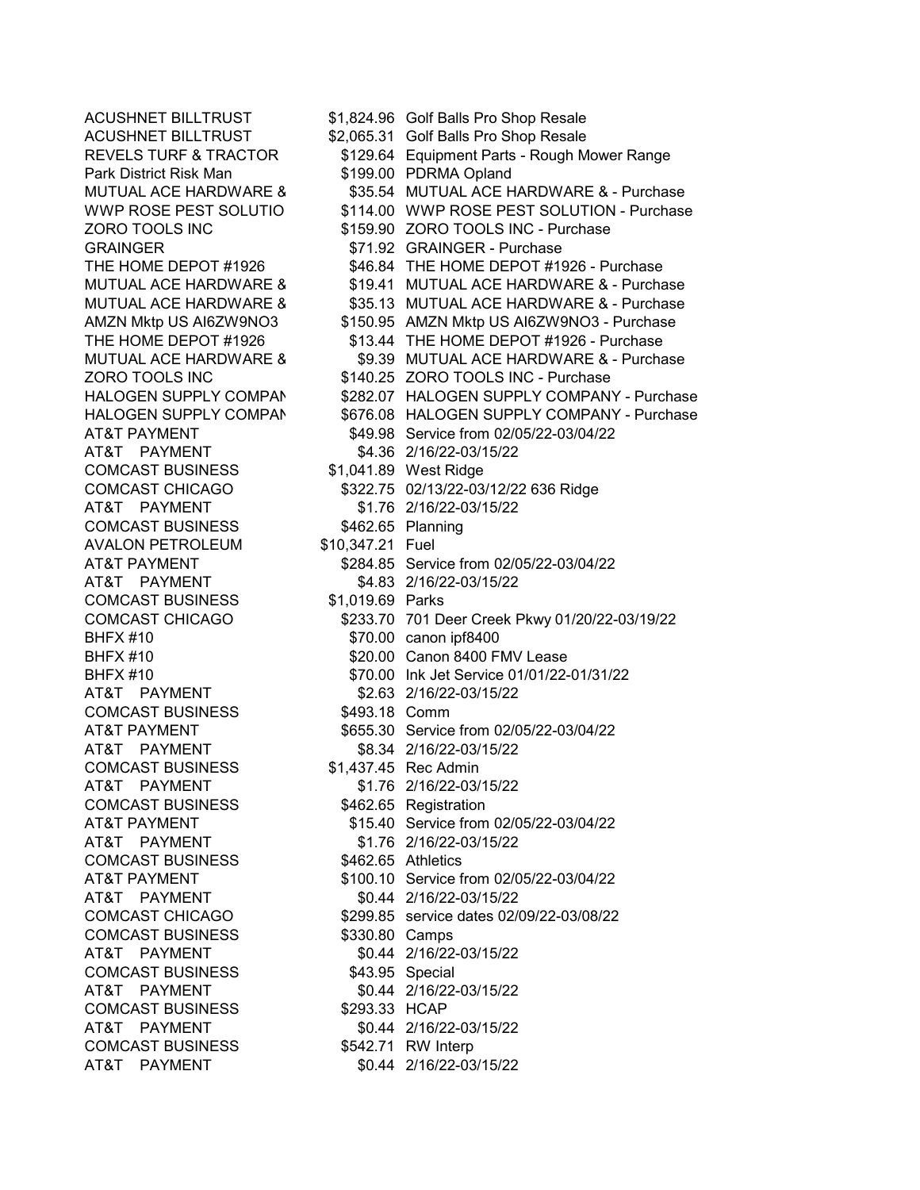| | | |
|---|---|---|
| ACUSHNET BILLTRUST | $1,824.96 | Golf Balls Pro Shop Resale |
| ACUSHNET BILLTRUST | $2,065.31 | Golf Balls Pro Shop Resale |
| REVELS TURF & TRACTOR | $129.64 | Equipment Parts - Rough Mower Range |
| Park District Risk Man | $199.00 | PDRMA Opland |
| MUTUAL ACE HARDWARE & | $35.54 | MUTUAL ACE HARDWARE & - Purchase |
| WWP ROSE PEST SOLUTIO | $114.00 | WWP ROSE PEST SOLUTION - Purchase |
| ZORO TOOLS INC | $159.90 | ZORO TOOLS INC - Purchase |
| GRAINGER | $71.92 | GRAINGER - Purchase |
| THE HOME DEPOT #1926 | $46.84 | THE HOME DEPOT #1926 - Purchase |
| MUTUAL ACE HARDWARE & | $19.41 | MUTUAL ACE HARDWARE & - Purchase |
| MUTUAL ACE HARDWARE & | $35.13 | MUTUAL ACE HARDWARE & - Purchase |
| AMZN Mktp US AI6ZW9NO3 | $150.95 | AMZN Mktp US AI6ZW9NO3 - Purchase |
| THE HOME DEPOT #1926 | $13.44 | THE HOME DEPOT #1926 - Purchase |
| MUTUAL ACE HARDWARE & | $9.39 | MUTUAL ACE HARDWARE & - Purchase |
| ZORO TOOLS INC | $140.25 | ZORO TOOLS INC - Purchase |
| HALOGEN SUPPLY COMPAN | $282.07 | HALOGEN SUPPLY COMPANY - Purchase |
| HALOGEN SUPPLY COMPAN | $676.08 | HALOGEN SUPPLY COMPANY - Purchase |
| AT&T PAYMENT | $49.98 | Service from 02/05/22-03/04/22 |
| AT&T PAYMENT | $4.36 | 2/16/22-03/15/22 |
| COMCAST BUSINESS | $1,041.89 | West Ridge |
| COMCAST CHICAGO | $322.75 | 02/13/22-03/12/22 636 Ridge |
| AT&T PAYMENT | $1.76 | 2/16/22-03/15/22 |
| COMCAST BUSINESS | $462.65 | Planning |
| AVALON PETROLEUM | $10,347.21 | Fuel |
| AT&T PAYMENT | $284.85 | Service from 02/05/22-03/04/22 |
| AT&T PAYMENT | $4.83 | 2/16/22-03/15/22 |
| COMCAST BUSINESS | $1,019.69 | Parks |
| COMCAST CHICAGO | $233.70 | 701 Deer Creek Pkwy 01/20/22-03/19/22 |
| BHFX #10 | $70.00 | canon ipf8400 |
| BHFX #10 | $20.00 | Canon 8400 FMV Lease |
| BHFX #10 | $70.00 | Ink Jet Service 01/01/22-01/31/22 |
| AT&T PAYMENT | $2.63 | 2/16/22-03/15/22 |
| COMCAST BUSINESS | $493.18 | Comm |
| AT&T PAYMENT | $655.30 | Service from 02/05/22-03/04/22 |
| AT&T PAYMENT | $8.34 | 2/16/22-03/15/22 |
| COMCAST BUSINESS | $1,437.45 | Rec Admin |
| AT&T PAYMENT | $1.76 | 2/16/22-03/15/22 |
| COMCAST BUSINESS | $462.65 | Registration |
| AT&T PAYMENT | $15.40 | Service from 02/05/22-03/04/22 |
| AT&T PAYMENT | $1.76 | 2/16/22-03/15/22 |
| COMCAST BUSINESS | $462.65 | Athletics |
| AT&T PAYMENT | $100.10 | Service from 02/05/22-03/04/22 |
| AT&T PAYMENT | $0.44 | 2/16/22-03/15/22 |
| COMCAST CHICAGO | $299.85 | service dates 02/09/22-03/08/22 |
| COMCAST BUSINESS | $330.80 | Camps |
| AT&T PAYMENT | $0.44 | 2/16/22-03/15/22 |
| COMCAST BUSINESS | $43.95 | Special |
| AT&T PAYMENT | $0.44 | 2/16/22-03/15/22 |
| COMCAST BUSINESS | $293.33 | HCAP |
| AT&T PAYMENT | $0.44 | 2/16/22-03/15/22 |
| COMCAST BUSINESS | $542.71 | RW Interp |
| AT&T PAYMENT | $0.44 | 2/16/22-03/15/22 |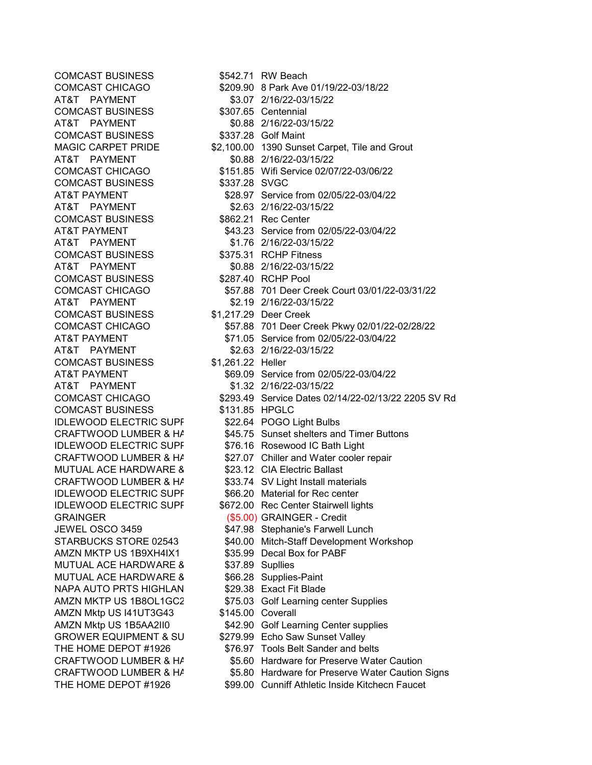| | | |
|---|---|---|
| COMCAST BUSINESS | $542.71 | RW Beach |
| COMCAST CHICAGO | $209.90 | 8 Park Ave 01/19/22-03/18/22 |
| AT&T PAYMENT | $3.07 | 2/16/22-03/15/22 |
| COMCAST BUSINESS | $307.65 | Centennial |
| AT&T PAYMENT | $0.88 | 2/16/22-03/15/22 |
| COMCAST BUSINESS | $337.28 | Golf Maint |
| MAGIC CARPET PRIDE | $2,100.00 | 1390 Sunset Carpet, Tile and Grout |
| AT&T PAYMENT | $0.88 | 2/16/22-03/15/22 |
| COMCAST CHICAGO | $151.85 | Wifi Service 02/07/22-03/06/22 |
| COMCAST BUSINESS | $337.28 | SVGC |
| AT&T PAYMENT | $28.97 | Service from 02/05/22-03/04/22 |
| AT&T PAYMENT | $2.63 | 2/16/22-03/15/22 |
| COMCAST BUSINESS | $862.21 | Rec Center |
| AT&T PAYMENT | $43.23 | Service from 02/05/22-03/04/22 |
| AT&T PAYMENT | $1.76 | 2/16/22-03/15/22 |
| COMCAST BUSINESS | $375.31 | RCHP Fitness |
| AT&T PAYMENT | $0.88 | 2/16/22-03/15/22 |
| COMCAST BUSINESS | $287.40 | RCHP Pool |
| COMCAST CHICAGO | $57.88 | 701 Deer Creek Court 03/01/22-03/31/22 |
| AT&T PAYMENT | $2.19 | 2/16/22-03/15/22 |
| COMCAST BUSINESS | $1,217.29 | Deer Creek |
| COMCAST CHICAGO | $57.88 | 701 Deer Creek Pkwy 02/01/22-02/28/22 |
| AT&T PAYMENT | $71.05 | Service from 02/05/22-03/04/22 |
| AT&T PAYMENT | $2.63 | 2/16/22-03/15/22 |
| COMCAST BUSINESS | $1,261.22 | Heller |
| AT&T PAYMENT | $69.09 | Service from 02/05/22-03/04/22 |
| AT&T PAYMENT | $1.32 | 2/16/22-03/15/22 |
| COMCAST CHICAGO | $293.49 | Service Dates 02/14/22-02/13/22 2205 SV Rd |
| COMCAST BUSINESS | $131.85 | HPGLC |
| IDLEWOOD ELECTRIC SUPF | $22.64 | POGO Light Bulbs |
| CRAFTWOOD LUMBER & HA | $45.75 | Sunset shelters and Timer Buttons |
| IDLEWOOD ELECTRIC SUPF | $76.16 | Rosewood IC Bath Light |
| CRAFTWOOD LUMBER & HA | $27.07 | Chiller and Water cooler repair |
| MUTUAL ACE HARDWARE & | $23.12 | CIA Electric Ballast |
| CRAFTWOOD LUMBER & HA | $33.74 | SV Light Install materials |
| IDLEWOOD ELECTRIC SUPF | $66.20 | Material for Rec center |
| IDLEWOOD ELECTRIC SUPF | $672.00 | Rec Center Stairwell lights |
| GRAINGER | ($5.00) | GRAINGER - Credit |
| JEWEL OSCO 3459 | $47.98 | Stephanie's Farwell Lunch |
| STARBUCKS STORE 02543 | $40.00 | Mitch-Staff Development Workshop |
| AMZN MKTP US 1B9XH4IX1 | $35.99 | Decal Box for PABF |
| MUTUAL ACE HARDWARE & | $37.89 | Supllies |
| MUTUAL ACE HARDWARE & | $66.28 | Supplies-Paint |
| NAPA AUTO PRTS HIGHLAN | $29.38 | Exact Fit Blade |
| AMZN MKTP US 1B8OL1GC2 | $75.03 | Golf Learning center Supplies |
| AMZN Mktp US I41UT3G43 | $145.00 | Coverall |
| AMZN Mktp US 1B5AA2II0 | $42.90 | Golf Learning Center supplies |
| GROWER EQUIPMENT & SU | $279.99 | Echo Saw Sunset Valley |
| THE HOME DEPOT #1926 | $76.97 | Tools Belt Sander and belts |
| CRAFTWOOD LUMBER & HA | $5.60 | Hardware for Preserve Water Caution |
| CRAFTWOOD LUMBER & HA | $5.80 | Hardware for Preserve Water Caution Signs |
| THE HOME DEPOT #1926 | $99.00 | Cunniff Athletic Inside Kitchecn Faucet |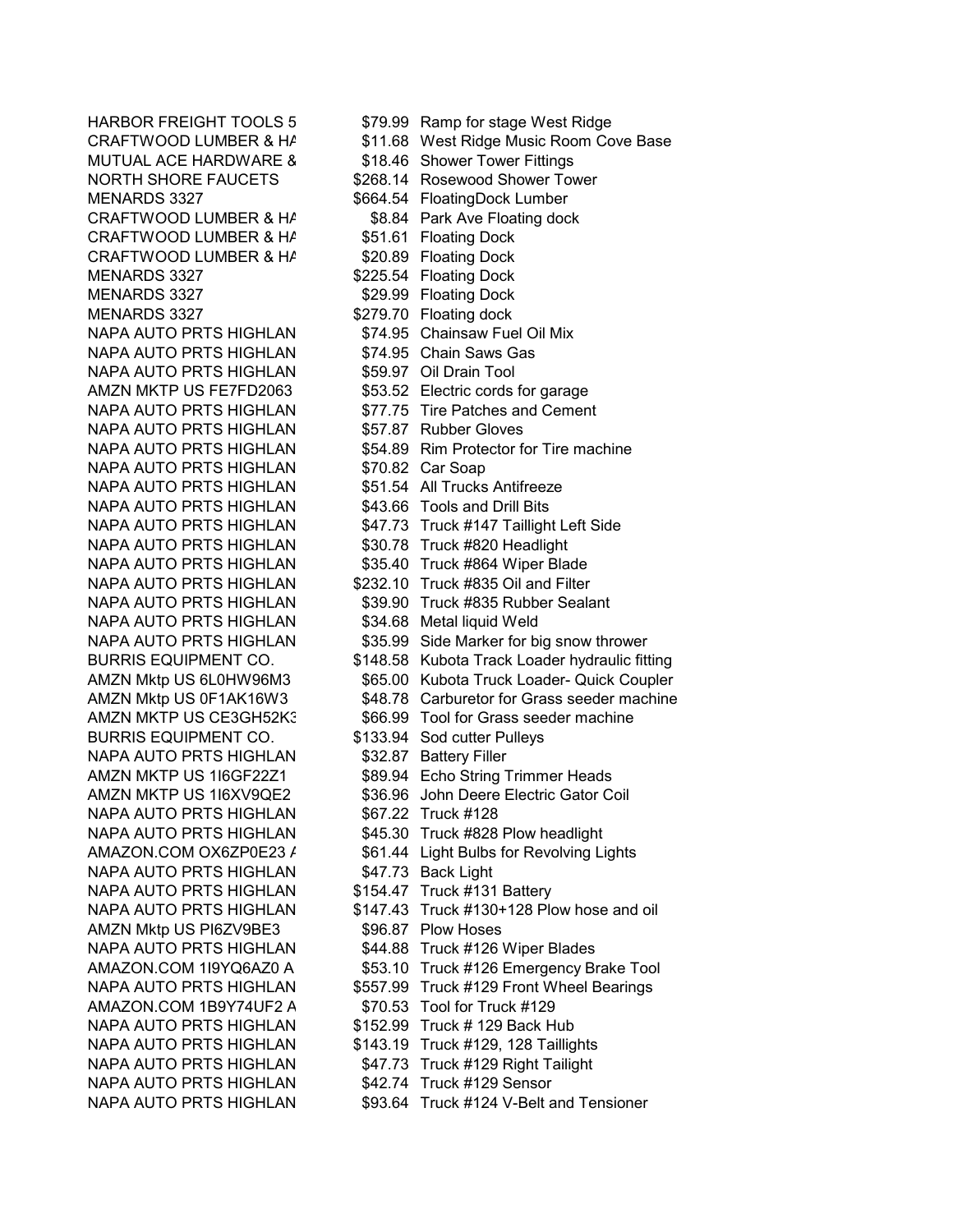| | | |
|---|---|---|
| HARBOR FREIGHT TOOLS 5 | $79.99 | Ramp for stage West Ridge |
| CRAFTWOOD LUMBER & HA | $11.68 | West Ridge Music Room Cove Base |
| MUTUAL ACE HARDWARE & | $18.46 | Shower Tower Fittings |
| NORTH SHORE FAUCETS | $268.14 | Rosewood Shower Tower |
| MENARDS 3327 | $664.54 | FloatingDock Lumber |
| CRAFTWOOD LUMBER & HA | $8.84 | Park Ave Floating dock |
| CRAFTWOOD LUMBER & HA | $51.61 | Floating Dock |
| CRAFTWOOD LUMBER & HA | $20.89 | Floating Dock |
| MENARDS 3327 | $225.54 | Floating Dock |
| MENARDS 3327 | $29.99 | Floating Dock |
| MENARDS 3327 | $279.70 | Floating dock |
| NAPA AUTO PRTS HIGHLAN | $74.95 | Chainsaw Fuel Oil Mix |
| NAPA AUTO PRTS HIGHLAN | $74.95 | Chain Saws Gas |
| NAPA AUTO PRTS HIGHLAN | $59.97 | Oil Drain Tool |
| AMZN MKTP US FE7FD2063 | $53.52 | Electric cords for garage |
| NAPA AUTO PRTS HIGHLAN | $77.75 | Tire Patches and Cement |
| NAPA AUTO PRTS HIGHLAN | $57.87 | Rubber Gloves |
| NAPA AUTO PRTS HIGHLAN | $54.89 | Rim Protector for Tire machine |
| NAPA AUTO PRTS HIGHLAN | $70.82 | Car Soap |
| NAPA AUTO PRTS HIGHLAN | $51.54 | All Trucks Antifreeze |
| NAPA AUTO PRTS HIGHLAN | $43.66 | Tools and Drill Bits |
| NAPA AUTO PRTS HIGHLAN | $47.73 | Truck #147 Taillight Left Side |
| NAPA AUTO PRTS HIGHLAN | $30.78 | Truck #820 Headlight |
| NAPA AUTO PRTS HIGHLAN | $35.40 | Truck #864 Wiper Blade |
| NAPA AUTO PRTS HIGHLAN | $232.10 | Truck #835 Oil and Filter |
| NAPA AUTO PRTS HIGHLAN | $39.90 | Truck #835 Rubber Sealant |
| NAPA AUTO PRTS HIGHLAN | $34.68 | Metal liquid Weld |
| NAPA AUTO PRTS HIGHLAN | $35.99 | Side Marker for big snow thrower |
| BURRIS EQUIPMENT CO. | $148.58 | Kubota Track Loader hydraulic fitting |
| AMZN Mktp US 6L0HW96M3 | $65.00 | Kubota Truck Loader- Quick Coupler |
| AMZN Mktp US 0F1AK16W3 | $48.78 | Carburetor for Grass seeder machine |
| AMZN MKTP US CE3GH52K3 | $66.99 | Tool for Grass seeder machine |
| BURRIS EQUIPMENT CO. | $133.94 | Sod cutter Pulleys |
| NAPA AUTO PRTS HIGHLAN | $32.87 | Battery Filler |
| AMZN MKTP US 1I6GF22Z1 | $89.94 | Echo String Trimmer Heads |
| AMZN MKTP US 1I6XV9QE2 | $36.96 | John Deere Electric Gator Coil |
| NAPA AUTO PRTS HIGHLAN | $67.22 | Truck #128 |
| NAPA AUTO PRTS HIGHLAN | $45.30 | Truck #828 Plow headlight |
| AMAZON.COM OX6ZP0E23 A | $61.44 | Light Bulbs for Revolving Lights |
| NAPA AUTO PRTS HIGHLAN | $47.73 | Back Light |
| NAPA AUTO PRTS HIGHLAN | $154.47 | Truck #131 Battery |
| NAPA AUTO PRTS HIGHLAN | $147.43 | Truck #130+128 Plow hose and oil |
| AMZN Mktp US PI6ZV9BE3 | $96.87 | Plow Hoses |
| NAPA AUTO PRTS HIGHLAN | $44.88 | Truck #126 Wiper Blades |
| AMAZON.COM 1I9YQ6AZ0 A | $53.10 | Truck #126 Emergency Brake Tool |
| NAPA AUTO PRTS HIGHLAN | $557.99 | Truck #129 Front Wheel Bearings |
| AMAZON.COM 1B9Y74UF2 A | $70.53 | Tool for Truck #129 |
| NAPA AUTO PRTS HIGHLAN | $152.99 | Truck # 129 Back Hub |
| NAPA AUTO PRTS HIGHLAN | $143.19 | Truck #129, 128 Taillights |
| NAPA AUTO PRTS HIGHLAN | $47.73 | Truck #129 Right Tailight |
| NAPA AUTO PRTS HIGHLAN | $42.74 | Truck #129 Sensor |
| NAPA AUTO PRTS HIGHLAN | $93.64 | Truck #124 V-Belt and Tensioner |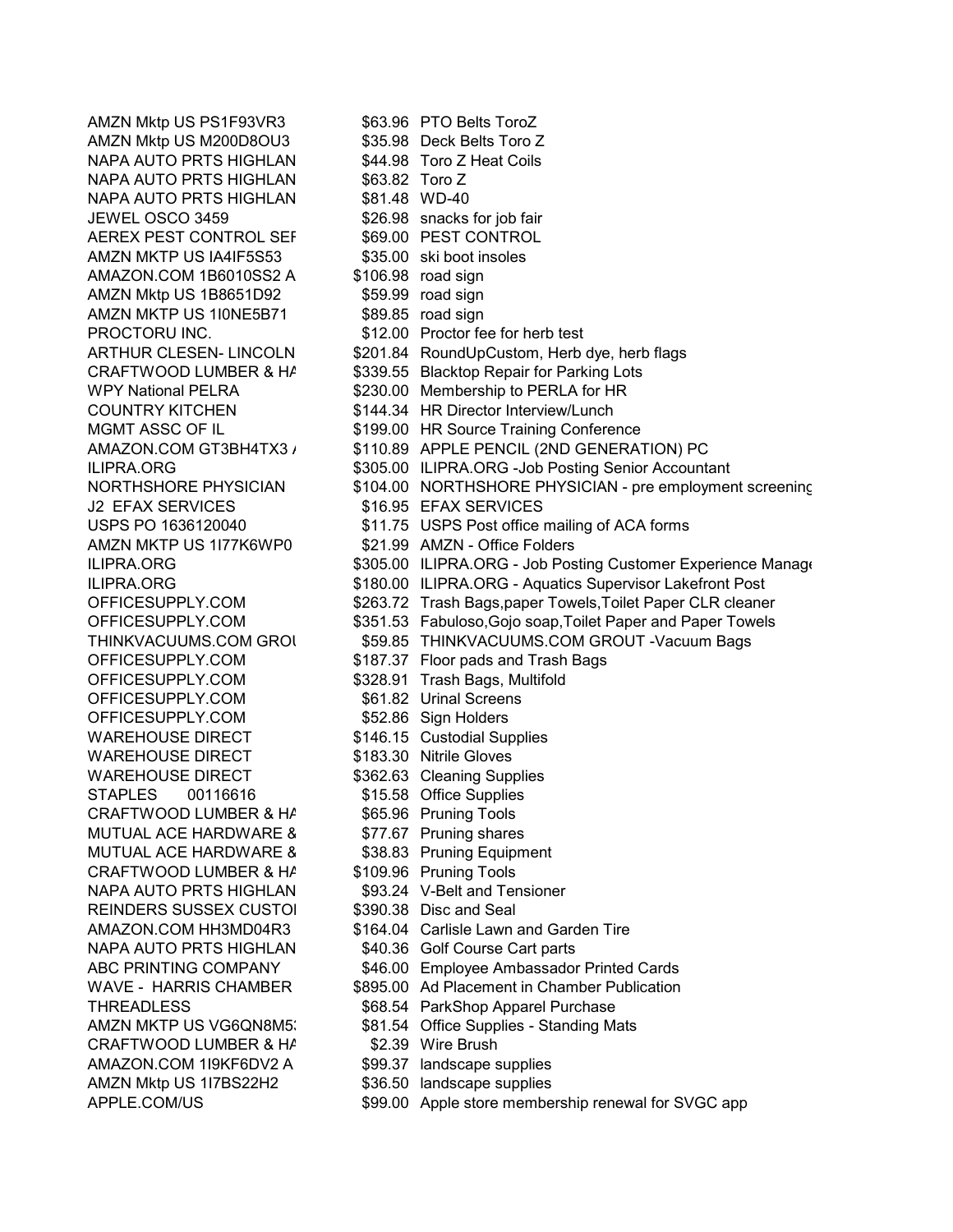| | | |
|---|---|---|
| AMZN Mktp US PS1F93VR3 | $63.96 | PTO Belts ToroZ |
| AMZN Mktp US M200D8OU3 | $35.98 | Deck Belts Toro Z |
| NAPA AUTO PRTS HIGHLAN | $44.98 | Toro Z Heat Coils |
| NAPA AUTO PRTS HIGHLAN | $63.82 | Toro Z |
| NAPA AUTO PRTS HIGHLAN | $81.48 | WD-40 |
| JEWEL OSCO 3459 | $26.98 | snacks for job fair |
| AEREX PEST CONTROL SEF | $69.00 | PEST CONTROL |
| AMZN MKTP US IA4IF5S53 | $35.00 | ski boot insoles |
| AMAZON.COM 1B6010SS2 A | $106.98 | road sign |
| AMZN Mktp US 1B8651D92 | $59.99 | road sign |
| AMZN MKTP US 1I0NE5B71 | $89.85 | road sign |
| PROCTORU INC. | $12.00 | Proctor fee for herb test |
| ARTHUR CLESEN- LINCOLN | $201.84 | RoundUpCustom, Herb dye, herb flags |
| CRAFTWOOD LUMBER & HA | $339.55 | Blacktop Repair for Parking Lots |
| WPY National PELRA | $230.00 | Membership to PERLA for HR |
| COUNTRY KITCHEN | $144.34 | HR Director Interview/Lunch |
| MGMT ASSC OF IL | $199.00 | HR Source Training Conference |
| AMAZON.COM GT3BH4TX3 A | $110.89 | APPLE PENCIL (2ND GENERATION) PC |
| ILIPRA.ORG | $305.00 | ILIPRA.ORG -Job Posting Senior Accountant |
| NORTHSHORE PHYSICIAN | $104.00 | NORTHSHORE PHYSICIAN - pre employment screening |
| J2 EFAX SERVICES | $16.95 | EFAX SERVICES |
| USPS PO 1636120040 | $11.75 | USPS Post office mailing of ACA forms |
| AMZN MKTP US 1I77K6WP0 | $21.99 | AMZN - Office Folders |
| ILIPRA.ORG | $305.00 | ILIPRA.ORG - Job Posting Customer Experience Manage |
| ILIPRA.ORG | $180.00 | ILIPRA.ORG - Aquatics Supervisor Lakefront Post |
| OFFICESUPPLY.COM | $263.72 | Trash Bags,paper Towels,Toilet Paper CLR cleaner |
| OFFICESUPPLY.COM | $351.53 | Fabuloso,Gojo soap,Toilet Paper and Paper Towels |
| THINKVACUUMS.COM GROU | $59.85 | THINKVACUUMS.COM GROUT -Vacuum Bags |
| OFFICESUPPLY.COM | $187.37 | Floor pads and Trash Bags |
| OFFICESUPPLY.COM | $328.91 | Trash Bags, Multifold |
| OFFICESUPPLY.COM | $61.82 | Urinal Screens |
| OFFICESUPPLY.COM | $52.86 | Sign Holders |
| WAREHOUSE DIRECT | $146.15 | Custodial Supplies |
| WAREHOUSE DIRECT | $183.30 | Nitrile Gloves |
| WAREHOUSE DIRECT | $362.63 | Cleaning Supplies |
| STAPLES 00116616 | $15.58 | Office Supplies |
| CRAFTWOOD LUMBER & HA | $65.96 | Pruning Tools |
| MUTUAL ACE HARDWARE & | $77.67 | Pruning shares |
| MUTUAL ACE HARDWARE & | $38.83 | Pruning Equipment |
| CRAFTWOOD LUMBER & HA | $109.96 | Pruning Tools |
| NAPA AUTO PRTS HIGHLAN | $93.24 | V-Belt and Tensioner |
| REINDERS SUSSEX CUSTOI | $390.38 | Disc and Seal |
| AMAZON.COM HH3MD04R3 | $164.04 | Carlisle Lawn and Garden Tire |
| NAPA AUTO PRTS HIGHLAN | $40.36 | Golf Course Cart parts |
| ABC PRINTING COMPANY | $46.00 | Employee Ambassador Printed Cards |
| WAVE - HARRIS CHAMBER | $895.00 | Ad Placement in Chamber Publication |
| THREADLESS | $68.54 | ParkShop Apparel Purchase |
| AMZN MKTP US VG6QN8M5 | $81.54 | Office Supplies - Standing Mats |
| CRAFTWOOD LUMBER & HA | $2.39 | Wire Brush |
| AMAZON.COM 1I9KF6DV2 A | $99.37 | landscape supplies |
| AMZN Mktp US 1I7BS22H2 | $36.50 | landscape supplies |
| APPLE.COM/US | $99.00 | Apple store membership renewal for SVGC app |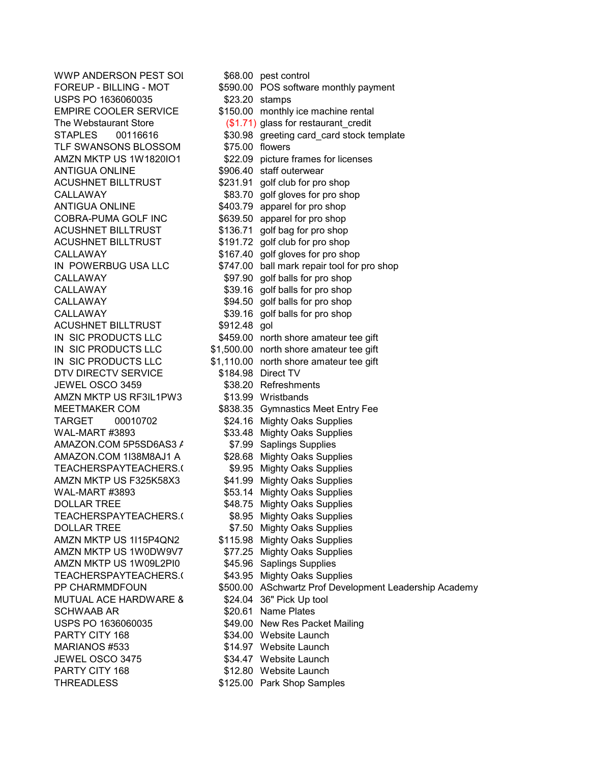| | | |
|---|---|---|
| WWP ANDERSON PEST SOI | $68.00 | pest control |
| FOREUP - BILLING - MOT | $590.00 | POS software monthly payment |
| USPS PO 1636060035 | $23.20 | stamps |
| EMPIRE COOLER SERVICE | $150.00 | monthly ice machine rental |
| The Webstaurant Store | ($1.71) | glass for restaurant_credit |
| STAPLES 00116616 | $30.98 | greeting card_card stock template |
| TLF SWANSONS BLOSSOM | $75.00 | flowers |
| AMZN MKTP US 1W1820IO1 | $22.09 | picture frames for licenses |
| ANTIGUA ONLINE | $906.40 | staff outerwear |
| ACUSHNET BILLTRUST | $231.91 | golf club for pro shop |
| CALLAWAY | $83.70 | golf gloves for pro shop |
| ANTIGUA ONLINE | $403.79 | apparel for pro shop |
| COBRA-PUMA GOLF INC | $639.50 | apparel for pro shop |
| ACUSHNET BILLTRUST | $136.71 | golf bag for pro shop |
| ACUSHNET BILLTRUST | $191.72 | golf club for pro shop |
| CALLAWAY | $167.40 | golf gloves for pro shop |
| IN POWERBUG USA LLC | $747.00 | ball mark repair tool for pro shop |
| CALLAWAY | $97.90 | golf balls for pro shop |
| CALLAWAY | $39.16 | golf balls for pro shop |
| CALLAWAY | $94.50 | golf balls for pro shop |
| CALLAWAY | $39.16 | golf balls for pro shop |
| ACUSHNET BILLTRUST | $912.48 | gol |
| IN SIC PRODUCTS LLC | $459.00 | north shore amateur tee gift |
| IN SIC PRODUCTS LLC | $1,500.00 | north shore amateur tee gift |
| IN SIC PRODUCTS LLC | $1,110.00 | north shore amateur tee gift |
| DTV DIRECTV SERVICE | $184.98 | Direct TV |
| JEWEL OSCO 3459 | $38.20 | Refreshments |
| AMZN MKTP US RF3IL1PW3 | $13.99 | Wristbands |
| MEETMAKER COM | $838.35 | Gymnastics Meet Entry Fee |
| TARGET 00010702 | $24.16 | Mighty Oaks Supplies |
| WAL-MART #3893 | $33.48 | Mighty Oaks Supplies |
| AMAZON.COM 5P5SD6AS3 A | $7.99 | Saplings Supplies |
| AMAZON.COM 1I38M8AJ1 A | $28.68 | Mighty Oaks Supplies |
| TEACHERSPAYTEACHERS.( | $9.95 | Mighty Oaks Supplies |
| AMZN MKTP US F325K58X3 | $41.99 | Mighty Oaks Supplies |
| WAL-MART #3893 | $53.14 | Mighty Oaks Supplies |
| DOLLAR TREE | $48.75 | Mighty Oaks Supplies |
| TEACHERSPAYTEACHERS.( | $8.95 | Mighty Oaks Supplies |
| DOLLAR TREE | $7.50 | Mighty Oaks Supplies |
| AMZN MKTP US 1I15P4QN2 | $115.98 | Mighty Oaks Supplies |
| AMZN MKTP US 1W0DW9V7 | $77.25 | Mighty Oaks Supplies |
| AMZN MKTP US 1W09L2PI0 | $45.96 | Saplings Supplies |
| TEACHERSPAYTEACHERS.( | $43.95 | Mighty Oaks Supplies |
| PP CHARMMDFOUN | $500.00 | ASchwartz Prof Development Leadership Academy |
| MUTUAL ACE HARDWARE & | $24.04 | 36" Pick Up tool |
| SCHWAAB AR | $20.61 | Name Plates |
| USPS PO 1636060035 | $49.00 | New Res Packet Mailing |
| PARTY CITY 168 | $34.00 | Website Launch |
| MARIANOS #533 | $14.97 | Website Launch |
| JEWEL OSCO 3475 | $34.47 | Website Launch |
| PARTY CITY 168 | $12.80 | Website Launch |
| THREADLESS | $125.00 | Park Shop Samples |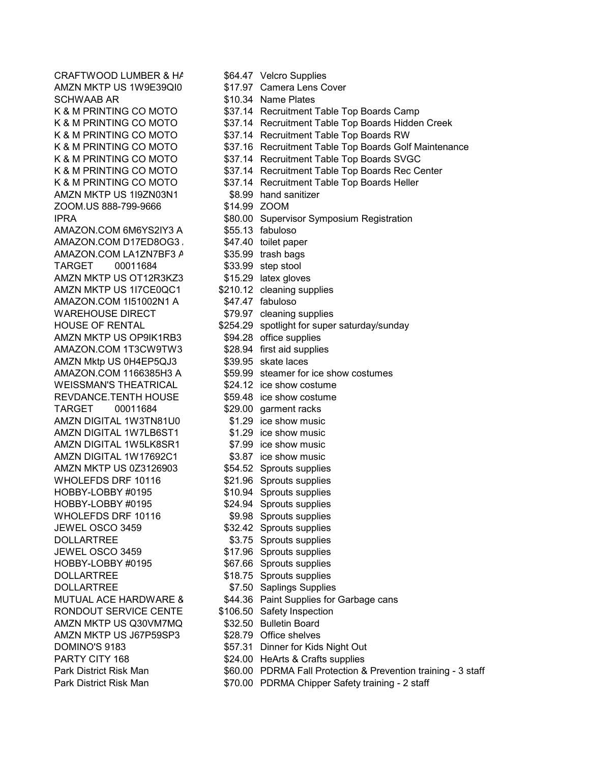| | | |
|---|---|---|
| CRAFTWOOD LUMBER & HA | $64.47 | Velcro Supplies |
| AMZN MKTP US 1W9E39QI0 | $17.97 | Camera Lens Cover |
| SCHWAAB AR | $10.34 | Name Plates |
| K & M PRINTING CO MOTO | $37.14 | Recruitment Table Top Boards Camp |
| K & M PRINTING CO MOTO | $37.14 | Recruitment Table Top Boards Hidden Creek |
| K & M PRINTING CO MOTO | $37.14 | Recruitment Table Top Boards RW |
| K & M PRINTING CO MOTO | $37.16 | Recruitment Table Top Boards Golf Maintenance |
| K & M PRINTING CO MOTO | $37.14 | Recruitment Table Top Boards SVGC |
| K & M PRINTING CO MOTO | $37.14 | Recruitment Table Top Boards Rec Center |
| K & M PRINTING CO MOTO | $37.14 | Recruitment Table Top Boards Heller |
| AMZN MKTP US 1I9ZN03N1 | $8.99 | hand sanitizer |
| ZOOM.US 888-799-9666 | $14.99 | ZOOM |
| IPRA | $80.00 | Supervisor Symposium Registration |
| AMAZON.COM 6M6YS2IY3 A | $55.13 | fabuloso |
| AMAZON.COM D17ED8OG3 / | $47.40 | toilet paper |
| AMAZON.COM LA1ZN7BF3 A | $35.99 | trash bags |
| TARGET 00011684 | $33.99 | step stool |
| AMZN MKTP US OT12R3KZ3 | $15.29 | latex gloves |
| AMZN MKTP US 1I7CE0QC1 | $210.12 | cleaning supplies |
| AMAZON.COM 1I51002N1 A | $47.47 | fabuloso |
| WAREHOUSE DIRECT | $79.97 | cleaning supplies |
| HOUSE OF RENTAL | $254.29 | spotlight for super saturday/sunday |
| AMZN MKTP US OP9IK1RB3 | $94.28 | office supplies |
| AMAZON.COM 1T3CW9TW3 | $28.94 | first aid supplies |
| AMZN Mktp US 0H4EP5QJ3 | $39.95 | skate laces |
| AMAZON.COM 1166385H3 A | $59.99 | steamer for ice show costumes |
| WEISSMAN'S THEATRICAL | $24.12 | ice show costume |
| REVDANCE.TENTH HOUSE | $59.48 | ice show costume |
| TARGET 00011684 | $29.00 | garment racks |
| AMZN DIGITAL 1W3TN81U0 | $1.29 | ice show music |
| AMZN DIGITAL 1W7LB6ST1 | $1.29 | ice show music |
| AMZN DIGITAL 1W5LK8SR1 | $7.99 | ice show music |
| AMZN DIGITAL 1W17692C1 | $3.87 | ice show music |
| AMZN MKTP US 0Z3126903 | $54.52 | Sprouts supplies |
| WHOLEFDS DRF 10116 | $21.96 | Sprouts supplies |
| HOBBY-LOBBY #0195 | $10.94 | Sprouts supplies |
| HOBBY-LOBBY #0195 | $24.94 | Sprouts supplies |
| WHOLEFDS DRF 10116 | $9.98 | Sprouts supplies |
| JEWEL OSCO 3459 | $32.42 | Sprouts supplies |
| DOLLARTREE | $3.75 | Sprouts supplies |
| JEWEL OSCO 3459 | $17.96 | Sprouts supplies |
| HOBBY-LOBBY #0195 | $67.66 | Sprouts supplies |
| DOLLARTREE | $18.75 | Sprouts supplies |
| DOLLARTREE | $7.50 | Saplings Supplies |
| MUTUAL ACE HARDWARE & | $44.36 | Paint Supplies for Garbage cans |
| RONDOUT SERVICE CENTE | $106.50 | Safety Inspection |
| AMZN MKTP US Q30VM7MQ | $32.50 | Bulletin Board |
| AMZN MKTP US J67P59SP3 | $28.79 | Office shelves |
| DOMINO'S 9183 | $57.31 | Dinner for Kids Night Out |
| PARTY CITY 168 | $24.00 | HeArts & Crafts supplies |
| Park District Risk Man | $60.00 | PDRMA Fall Protection & Prevention training - 3 staff |
| Park District Risk Man | $70.00 | PDRMA Chipper Safety training - 2 staff |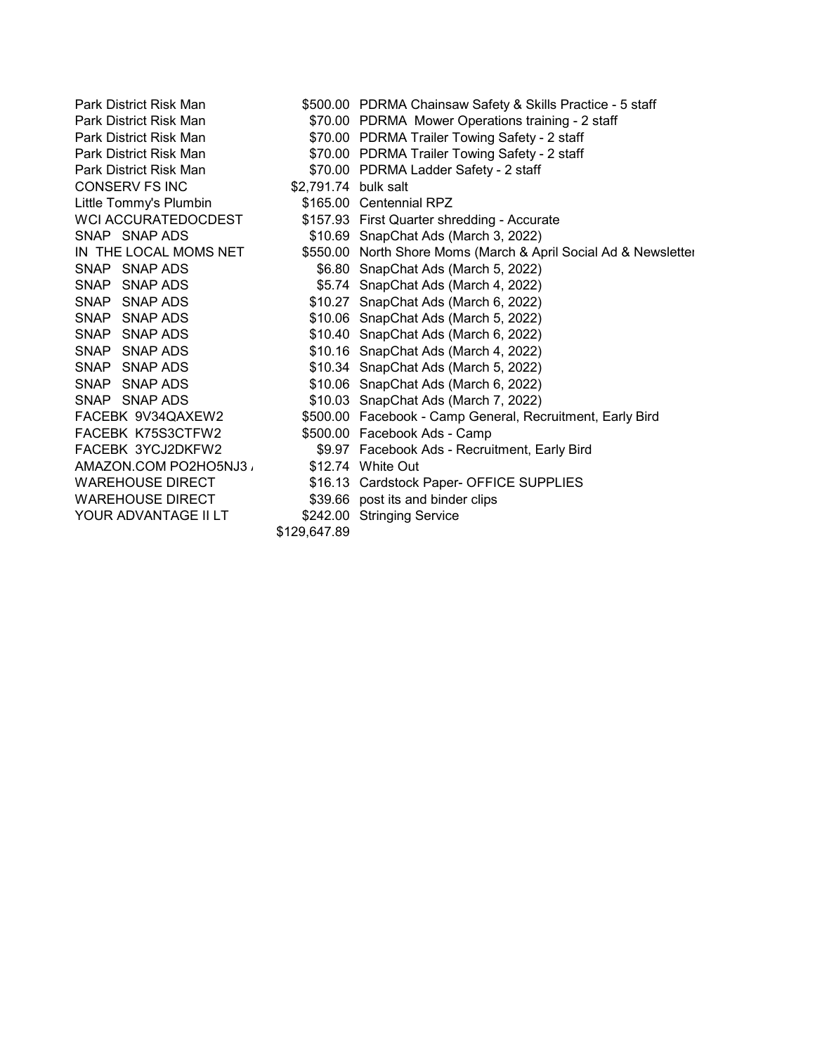| | | |
|---|---|---|
| Park District Risk Man | $500.00 | PDRMA Chainsaw Safety & Skills Practice - 5 staff |
| Park District Risk Man | $70.00 | PDRMA  Mower Operations training - 2 staff |
| Park District Risk Man | $70.00 | PDRMA Trailer Towing Safety - 2 staff |
| Park District Risk Man | $70.00 | PDRMA Trailer Towing Safety - 2 staff |
| Park District Risk Man | $70.00 | PDRMA Ladder Safety - 2 staff |
| CONSERV FS INC | $2,791.74 | bulk salt |
| Little Tommy's Plumbin | $165.00 | Centennial RPZ |
| WCI ACCURATEDOCDEST | $157.93 | First Quarter shredding - Accurate |
| SNAP  SNAP ADS | $10.69 | SnapChat Ads (March 3, 2022) |
| IN  THE LOCAL MOMS NET | $550.00 | North Shore Moms (March & April Social Ad & Newsletter |
| SNAP  SNAP ADS | $6.80 | SnapChat Ads (March 5, 2022) |
| SNAP  SNAP ADS | $5.74 | SnapChat Ads (March 4, 2022) |
| SNAP  SNAP ADS | $10.27 | SnapChat Ads (March 6, 2022) |
| SNAP  SNAP ADS | $10.06 | SnapChat Ads (March 5, 2022) |
| SNAP  SNAP ADS | $10.40 | SnapChat Ads (March 6, 2022) |
| SNAP  SNAP ADS | $10.16 | SnapChat Ads (March 4, 2022) |
| SNAP  SNAP ADS | $10.34 | SnapChat Ads (March 5, 2022) |
| SNAP  SNAP ADS | $10.06 | SnapChat Ads (March 6, 2022) |
| SNAP  SNAP ADS | $10.03 | SnapChat Ads (March 7, 2022) |
| FACEBK  9V34QAXEW2 | $500.00 | Facebook - Camp General, Recruitment, Early Bird |
| FACEBK  K75S3CTFW2 | $500.00 | Facebook Ads - Camp |
| FACEBK  3YCJ2DKFW2 | $9.97 | Facebook Ads - Recruitment, Early Bird |
| AMAZON.COM PO2HO5NJ3 / | $12.74 | White Out |
| WAREHOUSE DIRECT | $16.13 | Cardstock Paper- OFFICE SUPPLIES |
| WAREHOUSE DIRECT | $39.66 | post its and binder clips |
| YOUR ADVANTAGE II LT | $242.00 | Stringing Service |
| | $129,647.89 | |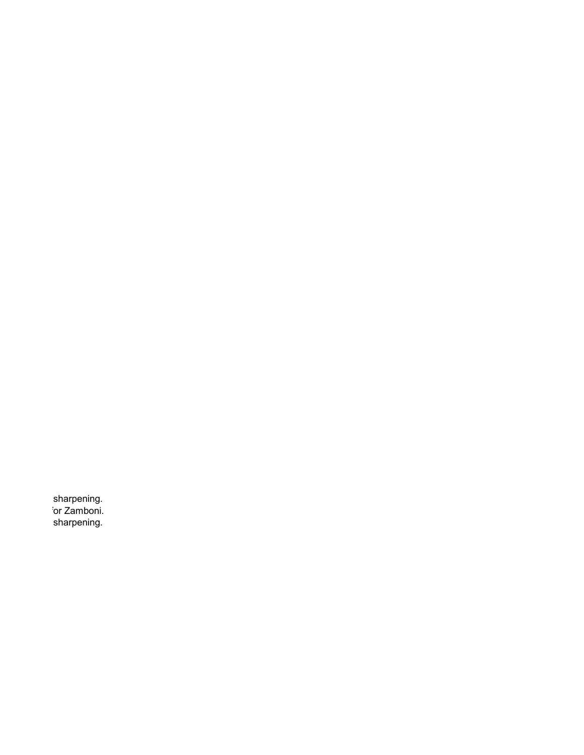sharpening.
'or Zamboni.
sharpening.